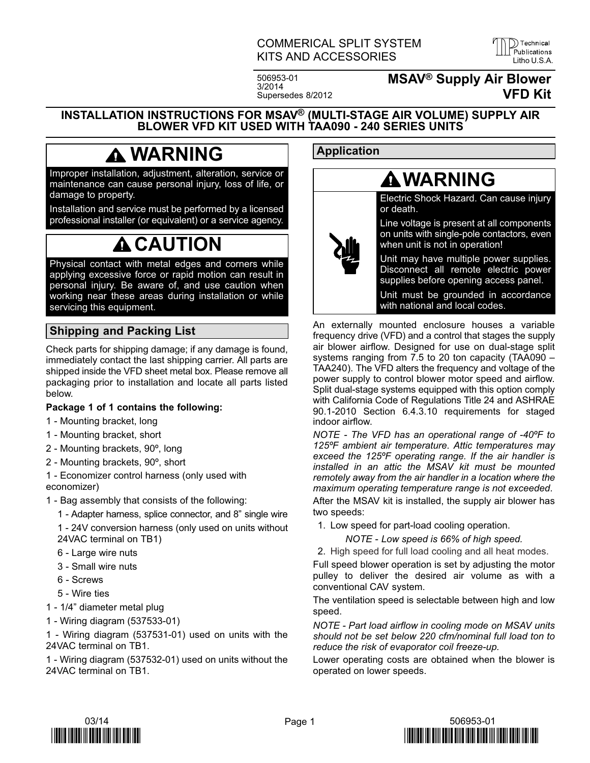COMMERICAL SPLIT SYSTEM
KITS AND ACCESSORIES

506953-01
3/2014
Supersedes 8/2012

# MSAV® Supply Air Blower VFD Kit

## INSTALLATION INSTRUCTIONS FOR MSAV® (MULTI-STAGE AIR VOLUME) SUPPLY AIR BLOWER VFD KIT USED WITH TAA090 - 240 SERIES UNITS

### ⚠ WARNING

Improper installation, adjustment, alteration, service or maintenance can cause personal injury, loss of life, or damage to property.

Installation and service must be performed by a licensed professional installer (or equivalent) or a service agency.

### ⚠ CAUTION

Physical contact with metal edges and corners while applying excessive force or rapid motion can result in personal injury. Be aware of, and use caution when working near these areas during installation or while servicing this equipment.

## Shipping and Packing List

Check parts for shipping damage; if any damage is found, immediately contact the last shipping carrier. All parts are shipped inside the VFD sheet metal box. Please remove all packaging prior to installation and locate all parts listed below.

**Package 1 of 1 contains the following:**

1 - Mounting bracket, long

1 - Mounting bracket, short

2 - Mounting brackets, 90º, long

2 - Mounting brackets, 90º, short

1 - Economizer control harness (only used with economizer)

1 - Bag assembly that consists of the following:

- 1 - Adapter harness, splice connector, and 8” single wire
- 1 - 24V conversion harness (only used on units without 24VAC terminal on TB1)
- 6 - Large wire nuts
- 3 - Small wire nuts
- 6 - Screws
- 5 - Wire ties

1 - 1/4” diameter metal plug

1 - Wiring diagram (537533-01)

1 - Wiring diagram (537531-01) used on units with the 24VAC terminal on TB1.

1 - Wiring diagram (537532-01) used on units without the 24VAC terminal on TB1.

## Application

### ⚠ WARNING

Electric Shock Hazard. Can cause injury or death.

Line voltage is present at all components on units with single-pole contactors, even when unit is not in operation!

Unit may have multiple power supplies. Disconnect all remote electric power supplies before opening access panel.

Unit must be grounded in accordance with national and local codes.

An externally mounted enclosure houses a variable frequency drive (VFD) and a control that stages the supply air blower airflow. Designed for use on dual-stage split systems ranging from 7.5 to 20 ton capacity (TAA090 – TAA240). The VFD alters the frequency and voltage of the power supply to control blower motor speed and airflow. Split dual-stage systems equipped with this option comply with California Code of Regulations Title 24 and ASHRAE 90.1-2010 Section 6.4.3.10 requirements for staged indoor airflow.

*NOTE - The VFD has an operational range of -40ºF to 125ºF ambient air temperature. Attic temperatures may exceed the 125ºF operating range. If the air handler is installed in an attic the MSAV kit must be mounted remotely away from the air handler in a location where the maximum operating temperature range is not exceeded*.

After the MSAV kit is installed, the supply air blower has two speeds:

1. Low speed for part-load cooling operation.

   *NOTE - Low speed is 66% of high speed.*

2. High speed for full load cooling and all heat modes.

Full speed blower operation is set by adjusting the motor pulley to deliver the desired air volume as with a conventional CAV system.

The ventilation speed is selectable between high and low speed.

*NOTE - Part load airflow in cooling mode on MSAV units should not be set below 220 cfm/nominal full load ton to reduce the risk of evaporator coil freeze-up.*

Lower operating costs are obtained when the blower is operated on lower speeds.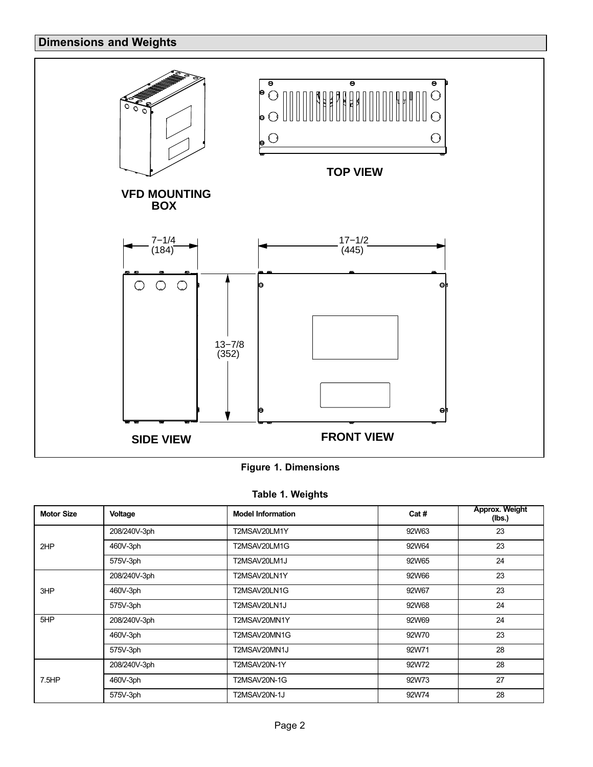## Dimensions and Weights

VFD MOUNTING BOX

TOP VIEW

SIDE VIEW

FRONT VIEW

7−1/4
(184)

17−1/2
(445)

13−7/8
(352)

**Figure 1. Dimensions**

**Table 1. Weights**

| Motor Size | Voltage | Model Information | Cat # | Approx. Weight (lbs.) |
|---|---|---|---|---|
| 2HP | 208/240V-3ph | T2MSAV20LM1Y | 92W63 | 23 |
| | 460V-3ph | T2MSAV20LM1G | 92W64 | 23 |
| | 575V-3ph | T2MSAV20LM1J | 92W65 | 24 |
| 3HP | 208/240V-3ph | T2MSAV20LN1Y | 92W66 | 23 |
| | 460V-3ph | T2MSAV20LN1G | 92W67 | 23 |
| | 575V-3ph | T2MSAV20LN1J | 92W68 | 24 |
| 5HP | 208/240V-3ph | T2MSAV20MN1Y | 92W69 | 24 |
| | 460V-3ph | T2MSAV20MN1G | 92W70 | 23 |
| | 575V-3ph | T2MSAV20MN1J | 92W71 | 28 |
| 7.5HP | 208/240V-3ph | T2MSAV20N-1Y | 92W72 | 28 |
| | 460V-3ph | T2MSAV20N-1G | 92W73 | 27 |
| | 575V-3ph | T2MSAV20N-1J | 92W74 | 28 |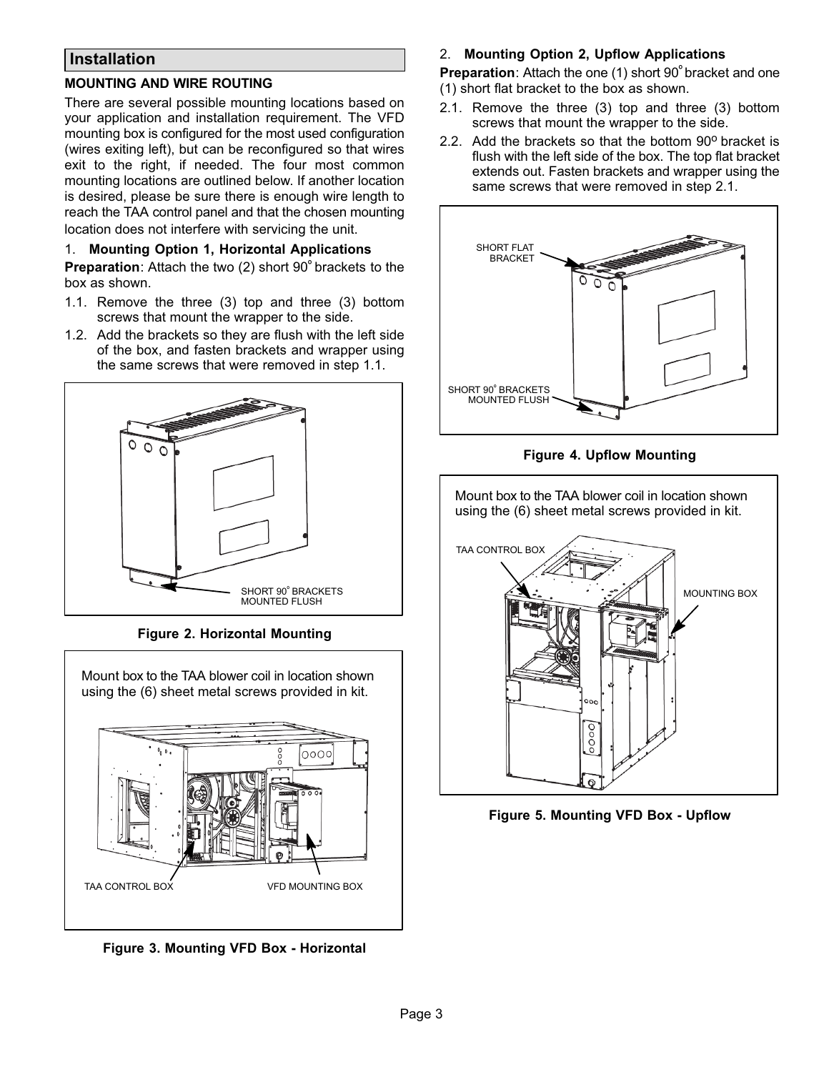## Installation

### MOUNTING AND WIRE ROUTING

There are several possible mounting locations based on your application and installation requirement. The VFD mounting box is configured for the most used configuration (wires exiting left), but can be reconfigured so that wires exit to the right, if needed. The four most common mounting locations are outlined below. If another location is desired, please be sure there is enough wire length to reach the TAA control panel and that the chosen mounting location does not interfere with servicing the unit.

1. **Mounting Option 1, Horizontal Applications**

**Preparation**: Attach the two (2) short 90° brackets to the box as shown.

1.1. Remove the three (3) top and three (3) bottom screws that mount the wrapper to the side.

1.2. Add the brackets so they are flush with the left side of the box, and fasten brackets and wrapper using the same screws that were removed in step 1.1.

SHORT 90° BRACKETS MOUNTED FLUSH

**Figure 2. Horizontal Mounting**

Mount box to the TAA blower coil in location shown using the (6) sheet metal screws provided in kit.

TAA CONTROL BOX

VFD MOUNTING BOX

**Figure 3. Mounting VFD Box - Horizontal**

2. **Mounting Option 2, Upflow Applications**

**Preparation**: Attach the one (1) short 90° bracket and one (1) short flat bracket to the box as shown.

2.1. Remove the three (3) top and three (3) bottom screws that mount the wrapper to the side.

2.2. Add the brackets so that the bottom 90° bracket is flush with the left side of the box. The top flat bracket extends out. Fasten brackets and wrapper using the same screws that were removed in step 2.1.

SHORT FLAT BRACKET

SHORT 90° BRACKETS MOUNTED FLUSH

**Figure 4. Upflow Mounting**

Mount box to the TAA blower coil in location shown using the (6) sheet metal screws provided in kit.

TAA CONTROL BOX

MOUNTING BOX

**Figure 5. Mounting VFD Box - Upflow**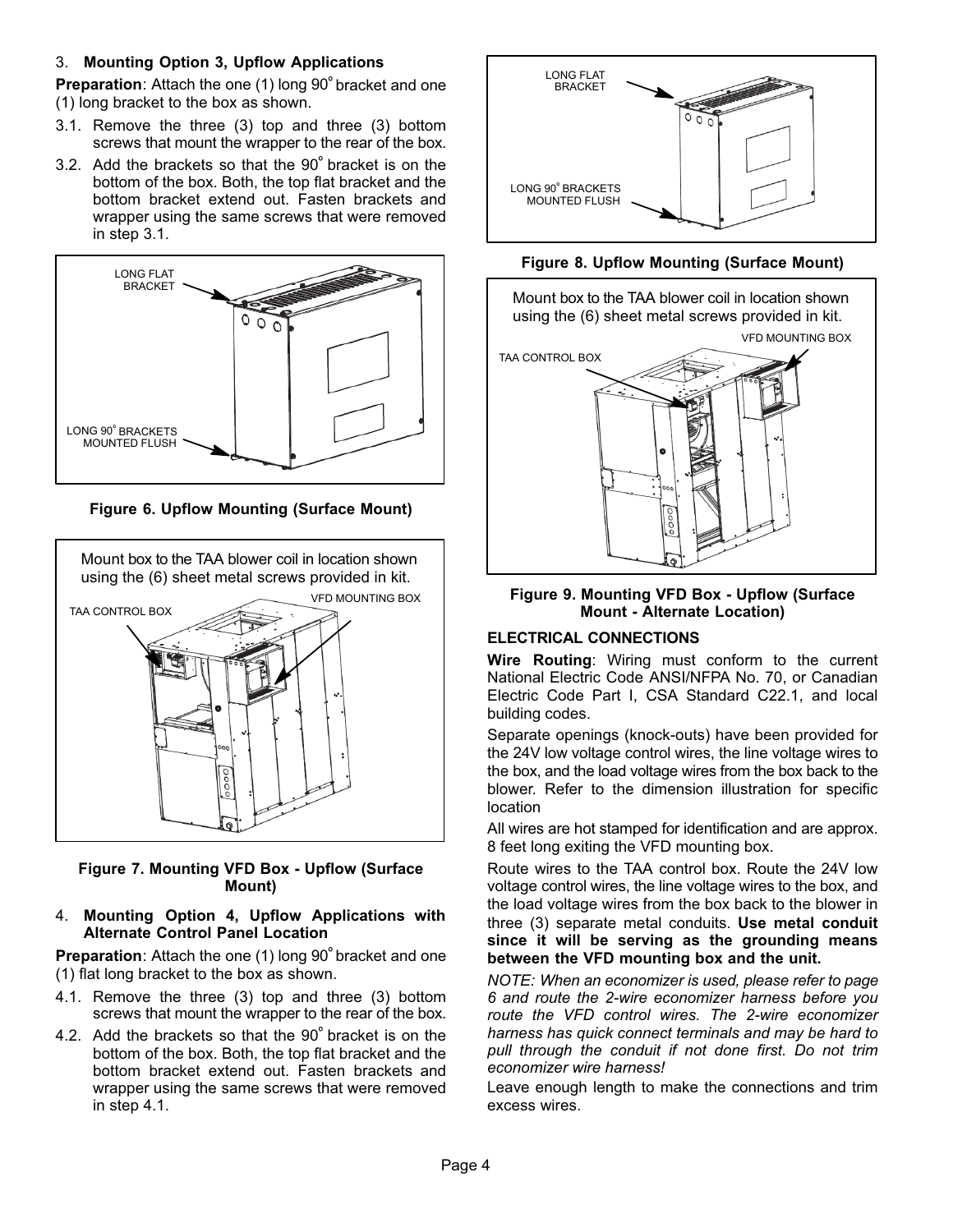3. **Mounting Option 3, Upflow Applications**

**Preparation**: Attach the one (1) long 90° bracket and one (1) long bracket to the box as shown.

3.1. Remove the three (3) top and three (3) bottom screws that mount the wrapper to the rear of the box.

3.2. Add the brackets so that the 90° bracket is on the bottom of the box. Both, the top flat bracket and the bottom bracket extend out. Fasten brackets and wrapper using the same screws that were removed in step 3.1.

LONG FLAT BRACKET

LONG 90° BRACKETS MOUNTED FLUSH

**Figure 6. Upflow Mounting (Surface Mount)**

Mount box to the TAA blower coil in location shown using the (6) sheet metal screws provided in kit.

TAA CONTROL BOX

VFD MOUNTING BOX

**Figure 7. Mounting VFD Box - Upflow (Surface Mount)**

4. **Mounting Option 4, Upflow Applications with Alternate Control Panel Location**

**Preparation**: Attach the one (1) long 90° bracket and one (1) flat long bracket to the box as shown.

4.1. Remove the three (3) top and three (3) bottom screws that mount the wrapper to the rear of the box.

4.2. Add the brackets so that the 90° bracket is on the bottom of the box. Both, the top flat bracket and the bottom bracket extend out. Fasten brackets and wrapper using the same screws that were removed in step 4.1.

LONG FLAT BRACKET

LONG 90° BRACKETS MOUNTED FLUSH

**Figure 8. Upflow Mounting (Surface Mount)**

Mount box to the TAA blower coil in location shown using the (6) sheet metal screws provided in kit.

TAA CONTROL BOX

VFD MOUNTING BOX

**Figure 9. Mounting VFD Box - Upflow (Surface Mount - Alternate Location)**

### ELECTRICAL CONNECTIONS

**Wire Routing**: Wiring must conform to the current National Electric Code ANSI/NFPA No. 70, or Canadian Electric Code Part I, CSA Standard C22.1, and local building codes.

Separate openings (knock-outs) have been provided for the 24V low voltage control wires, the line voltage wires to the box, and the load voltage wires from the box back to the blower. Refer to the dimension illustration for specific location

All wires are hot stamped for identification and are approx. 8 feet long exiting the VFD mounting box.

Route wires to the TAA control box. Route the 24V low voltage control wires, the line voltage wires to the box, and the load voltage wires from the box back to the blower in three (3) separate metal conduits. **Use metal conduit since it will be serving as the grounding means between the VFD mounting box and the unit.**

*NOTE: When an economizer is used, please refer to page 6 and route the 2-wire economizer harness before you route the VFD control wires. The 2-wire economizer harness has quick connect terminals and may be hard to pull through the conduit if not done first. Do not trim economizer wire harness!*

Leave enough length to make the connections and trim excess wires.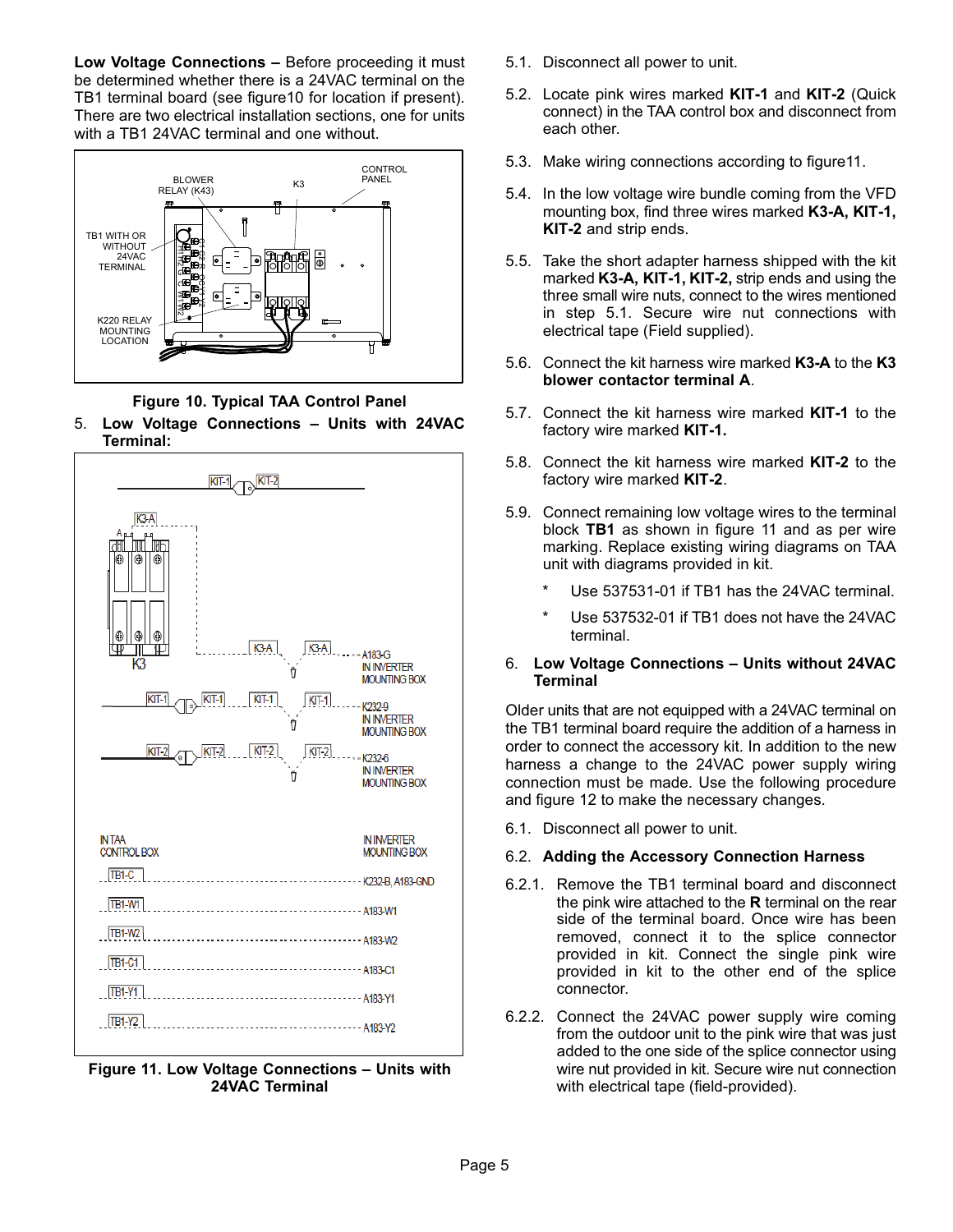**Low Voltage Connections –** Before proceeding it must be determined whether there is a 24VAC terminal on the TB1 terminal board (see figure10 for location if present). There are two electrical installation sections, one for units with a TB1 24VAC terminal and one without.

BLOWER RELAY (K43)
K3
CONTROL PANEL
TB1 WITH OR WITHOUT 24VAC TERMINAL
K220 RELAY MOUNTING LOCATION

**Figure 10. Typical TAA Control Panel**

5. **Low Voltage Connections – Units with 24VAC Terminal:**

KIT-1 KIT-2
K3-A
K3
K3-A K3-A A183-G IN INVERTER MOUNTING BOX
KIT-1 KIT-1 KIT-1 KIT-1 K232-9 IN INVERTER MOUNTING BOX
KIT-2 KIT-2 KIT-2 KIT-2 K232-6 IN INVERTER MOUNTING BOX
IN TAA CONTROL BOX
IN INVERTER MOUNTING BOX
TB1-C K232-B, A183-GND
TB1-W1 A183-W1
TB1-W2 A183-W2
TB1-C1 A183-C1
TB1-Y1 A183-Y1
TB1-Y2 A183-Y2

**Figure 11. Low Voltage Connections – Units with 24VAC Terminal**

5.1. Disconnect all power to unit.

5.2. Locate pink wires marked **KIT-1** and **KIT-2** (Quick connect) in the TAA control box and disconnect from each other.

5.3. Make wiring connections according to figure11.

5.4. In the low voltage wire bundle coming from the VFD mounting box, find three wires marked **K3-A, KIT-1, KIT-2** and strip ends.

5.5. Take the short adapter harness shipped with the kit marked **K3-A, KIT-1, KIT-2,** strip ends and using the three small wire nuts, connect to the wires mentioned in step 5.1. Secure wire nut connections with electrical tape (Field supplied).

5.6. Connect the kit harness wire marked **K3-A** to the **K3 blower contactor terminal A**.

5.7. Connect the kit harness wire marked **KIT-1** to the factory wire marked **KIT-1.**

5.8. Connect the kit harness wire marked **KIT-2** to the factory wire marked **KIT-2**.

5.9. Connect remaining low voltage wires to the terminal block **TB1** as shown in figure 11 and as per wire marking. Replace existing wiring diagrams on TAA unit with diagrams provided in kit.

- * Use 537531-01 if TB1 has the 24VAC terminal.
- * Use 537532-01 if TB1 does not have the 24VAC terminal.

6. **Low Voltage Connections – Units without 24VAC Terminal**

Older units that are not equipped with a 24VAC terminal on the TB1 terminal board require the addition of a harness in order to connect the accessory kit. In addition to the new harness a change to the 24VAC power supply wiring connection must be made. Use the following procedure and figure 12 to make the necessary changes.

6.1. Disconnect all power to unit.

6.2. **Adding the Accessory Connection Harness**

6.2.1. Remove the TB1 terminal board and disconnect the pink wire attached to the **R** terminal on the rear side of the terminal board. Once wire has been removed, connect it to the splice connector provided in kit. Connect the single pink wire provided in kit to the other end of the splice connector.

6.2.2. Connect the 24VAC power supply wire coming from the outdoor unit to the pink wire that was just added to the one side of the splice connector using wire nut provided in kit. Secure wire nut connection with electrical tape (field-provided).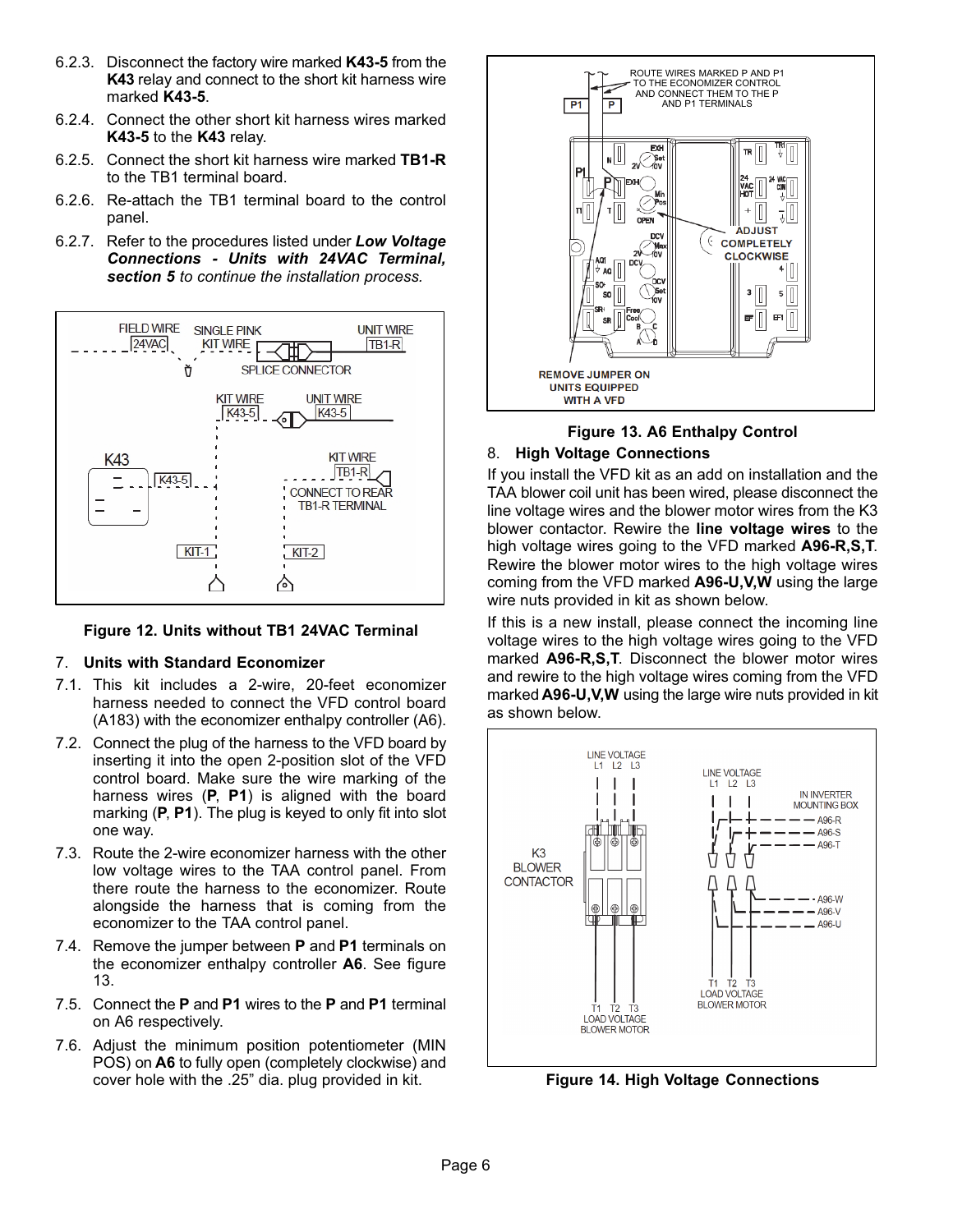6.2.3. Disconnect the factory wire marked **K43-5** from the **K43** relay and connect to the short kit harness wire marked **K43-5**.

6.2.4. Connect the other short kit harness wires marked **K43-5** to the **K43** relay.

6.2.5. Connect the short kit harness wire marked **TB1-R** to the TB1 terminal board.

6.2.6. Re-attach the TB1 terminal board to the control panel.

6.2.7. Refer to the procedures listed under ***Low Voltage Connections - Units with 24VAC Terminal, section 5*** *to continue the installation process.*

FIELD WIRE
24VAC
SINGLE PINK
KIT WIRE
UNIT WIRE
TB1-R
SPLICE CONNECTOR
KIT WIRE
K43-5
UNIT WIRE
K43-5
K43
K43-5
KIT WIRE
TB1-R
CONNECT TO REAR
TB1-R TERMINAL
KIT-1
KIT-2

**Figure 12. Units without TB1 24VAC Terminal**

## 7. Units with Standard Economizer

7.1. This kit includes a 2-wire, 20-feet economizer harness needed to connect the VFD control board (A183) with the economizer enthalpy controller (A6).

7.2. Connect the plug of the harness to the VFD board by inserting it into the open 2-position slot of the VFD control board. Make sure the wire marking of the harness wires (**P**, **P1**) is aligned with the board marking (**P**, **P1**). The plug is keyed to only fit into slot one way.

7.3. Route the 2-wire economizer harness with the other low voltage wires to the TAA control panel. From there route the harness to the economizer. Route alongside the harness that is coming from the economizer to the TAA control panel.

7.4. Remove the jumper between **P** and **P1** terminals on the economizer enthalpy controller **A6**. See figure 13.

7.5. Connect the **P** and **P1** wires to the **P** and **P1** terminal on A6 respectively.

7.6. Adjust the minimum position potentiometer (MIN POS) on **A6** to fully open (completely clockwise) and cover hole with the .25" dia. plug provided in kit.

ROUTE WIRES MARKED P AND P1 TO THE ECONOMIZER CONTROL AND CONNECT THEM TO THE P AND P1 TERMINALS
P1
P
ADJUST COMPLETELY CLOCKWISE
REMOVE JUMPER ON UNITS EQUIPPED WITH A VFD

**Figure 13. A6 Enthalpy Control**

## 8. High Voltage Connections

If you install the VFD kit as an add on installation and the TAA blower coil unit has been wired, please disconnect the line voltage wires and the blower motor wires from the K3 blower contactor. Rewire the **line voltage wires** to the high voltage wires going to the VFD marked **A96-R,S,T**. Rewire the blower motor wires to the high voltage wires coming from the VFD marked **A96-U,V,W** using the large wire nuts provided in kit as shown below.

If this is a new install, please connect the incoming line voltage wires to the high voltage wires going to the VFD marked **A96-R,S,T**. Disconnect the blower motor wires and rewire to the high voltage wires coming from the VFD marked **A96-U,V,W** using the large wire nuts provided in kit as shown below.

LINE VOLTAGE
L1 L2 L3
K3
BLOWER
CONTACTOR
T1 T2 T3
LOAD VOLTAGE
BLOWER MOTOR
LINE VOLTAGE
L1 L2 L3
IN INVERTER
MOUNTING BOX
A96-R
A96-S
A96-T
A96-W
A96-V
A96-U
T1 T2 T3
LOAD VOLTAGE
BLOWER MOTOR

**Figure 14. High Voltage Connections**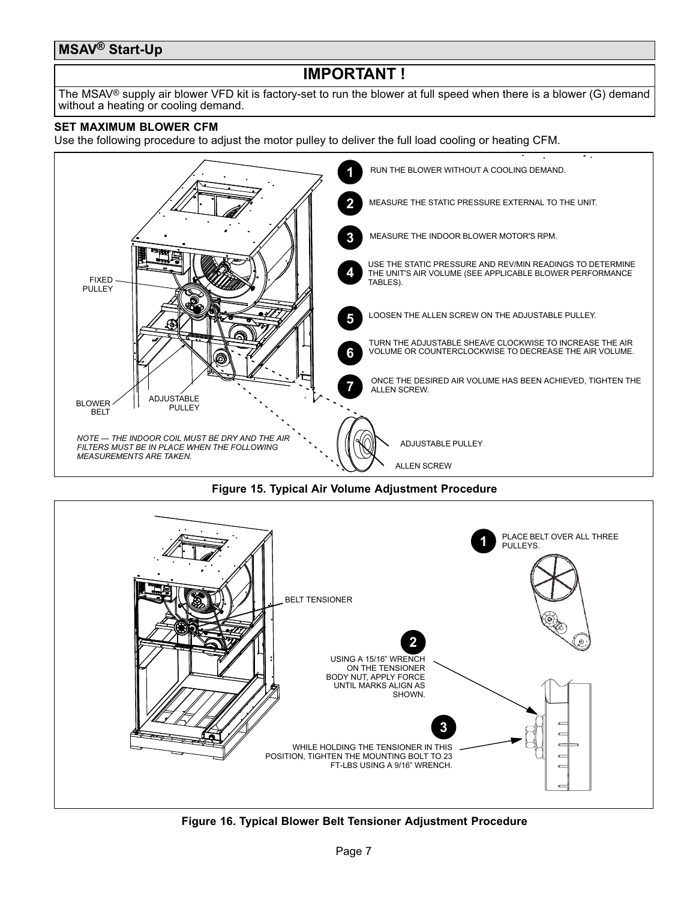## MSAV® Start-Up

### IMPORTANT !

The MSAV® supply air blower VFD kit is factory-set to run the blower at full speed when there is a blower (G) demand without a heating or cooling demand.

**SET MAXIMUM BLOWER CFM**

Use the following procedure to adjust the motor pulley to deliver the full load cooling or heating CFM.

FIXED PULLEY

BLOWER BELT

ADJUSTABLE PULLEY

1. RUN THE BLOWER WITHOUT A COOLING DEMAND.
2. MEASURE THE STATIC PRESSURE EXTERNAL TO THE UNIT.
3. MEASURE THE INDOOR BLOWER MOTOR'S RPM.
4. USE THE STATIC PRESSURE AND REV/MIN READINGS TO DETERMINE THE UNIT'S AIR VOLUME (SEE APPLICABLE BLOWER PERFORMANCE TABLES).
5. LOOSEN THE ALLEN SCREW ON THE ADJUSTABLE PULLEY.
6. TURN THE ADJUSTABLE SHEAVE CLOCKWISE TO INCREASE THE AIR VOLUME OR COUNTERCLOCKWISE TO DECREASE THE AIR VOLUME.
7. ONCE THE DESIRED AIR VOLUME HAS BEEN ACHIEVED, TIGHTEN THE ALLEN SCREW.

*NOTE — THE INDOOR COIL MUST BE DRY AND THE AIR FILTERS MUST BE IN PLACE WHEN THE FOLLOWING MEASUREMENTS ARE TAKEN.*

ADJUSTABLE PULLEY

ALLEN SCREW

**Figure 15. Typical Air Volume Adjustment Procedure**

BELT TENSIONER

1. PLACE BELT OVER ALL THREE PULLEYS.
2. USING A 15/16" WRENCH ON THE TENSIONER BODY NUT, APPLY FORCE UNTIL MARKS ALIGN AS SHOWN.
3. WHILE HOLDING THE TENSIONER IN THIS POSITION, TIGHTEN THE MOUNTING BOLT TO 23 FT-LBS USING A 9/16" WRENCH.

**Figure 16. Typical Blower Belt Tensioner Adjustment Procedure**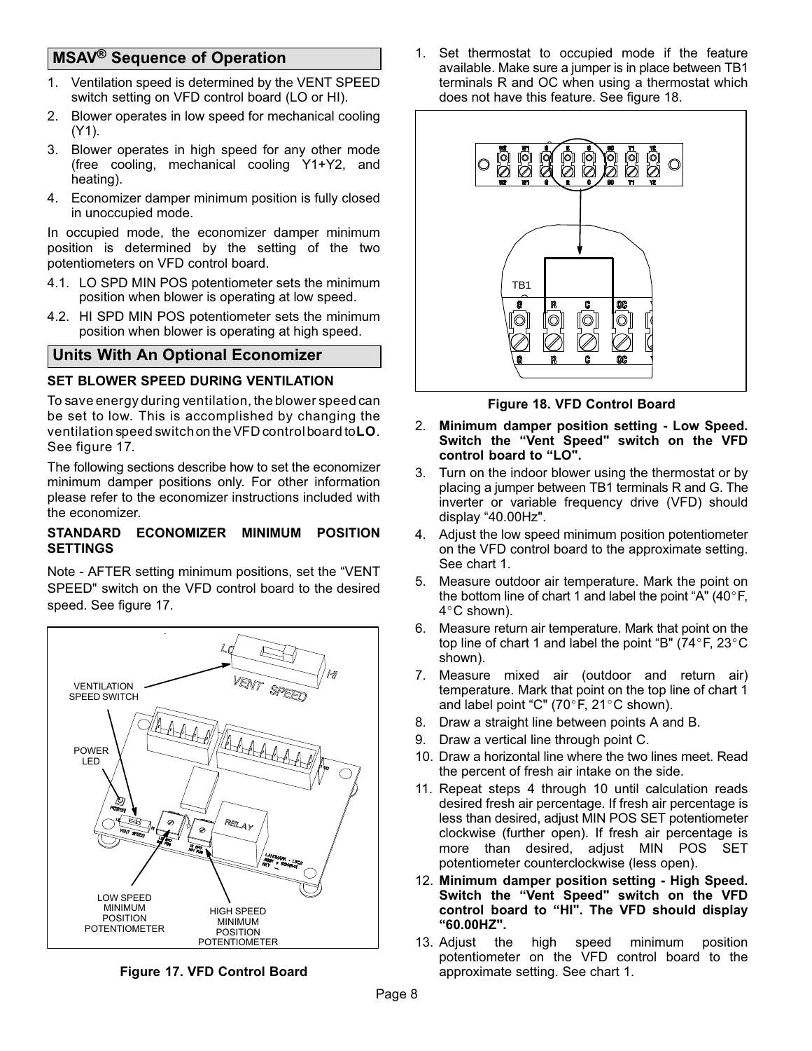## MSAV® Sequence of Operation

1. Ventilation speed is determined by the VENT SPEED switch setting on VFD control board (LO or HI).
2. Blower operates in low speed for mechanical cooling (Y1).
3. Blower operates in high speed for any other mode (free cooling, mechanical cooling Y1+Y2, and heating).
4. Economizer damper minimum position is fully closed in unoccupied mode.

In occupied mode, the economizer damper minimum position is determined by the setting of the two potentiometers on VFD control board.

4.1. LO SPD MIN POS potentiometer sets the minimum position when blower is operating at low speed.

4.2. HI SPD MIN POS potentiometer sets the minimum position when blower is operating at high speed.

## Units With An Optional Economizer

### SET BLOWER SPEED DURING VENTILATION

To save energy during ventilation, the blower speed can be set to low. This is accomplished by changing the ventilation speed switch on the VFD control board to **LO**. See figure 17.

The following sections describe how to set the economizer minimum damper positions only. For other information please refer to the economizer instructions included with the economizer.

### STANDARD ECONOMIZER MINIMUM POSITION SETTINGS

Note - AFTER setting minimum positions, set the "VENT SPEED" switch on the VFD control board to the desired speed. See figure 17.

VENTILATION SPEED SWITCH

POWER LED

LOW SPEED MINIMUM POSITION POTENTIOMETER

HIGH SPEED MINIMUM POSITION POTENTIOMETER

LO

HI

VENT SPEED

RELAY

**Figure 17. VFD Control Board**

1. Set thermostat to occupied mode if the feature available. Make sure a jumper is in place between TB1 terminals R and OC when using a thermostat which does not have this feature. See figure 18.

TB1

G R C OC

**Figure 18. VFD Control Board**

2. **Minimum damper position setting - Low Speed. Switch the "Vent Speed" switch on the VFD control board to "LO".**
3. Turn on the indoor blower using the thermostat or by placing a jumper between TB1 terminals R and G. The inverter or variable frequency drive (VFD) should display "40.00Hz".
4. Adjust the low speed minimum position potentiometer on the VFD control board to the approximate setting. See chart 1.
5. Measure outdoor air temperature. Mark the point on the bottom line of chart 1 and label the point "A" (40°F, 4°C shown).
6. Measure return air temperature. Mark that point on the top line of chart 1 and label the point "B" (74°F, 23°C shown).
7. Measure mixed air (outdoor and return air) temperature. Mark that point on the top line of chart 1 and label point "C" (70°F, 21°C shown).
8. Draw a straight line between points A and B.
9. Draw a vertical line through point C.
10. Draw a horizontal line where the two lines meet. Read the percent of fresh air intake on the side.
11. Repeat steps 4 through 10 until calculation reads desired fresh air percentage. If fresh air percentage is less than desired, adjust MIN POS SET potentiometer clockwise (further open). If fresh air percentage is more than desired, adjust MIN POS SET potentiometer counterclockwise (less open).
12. **Minimum damper position setting - High Speed. Switch the "Vent Speed" switch on the VFD control board to "HI". The VFD should display "60.00HZ".**
13. Adjust the high speed minimum position potentiometer on the VFD control board to the approximate setting. See chart 1.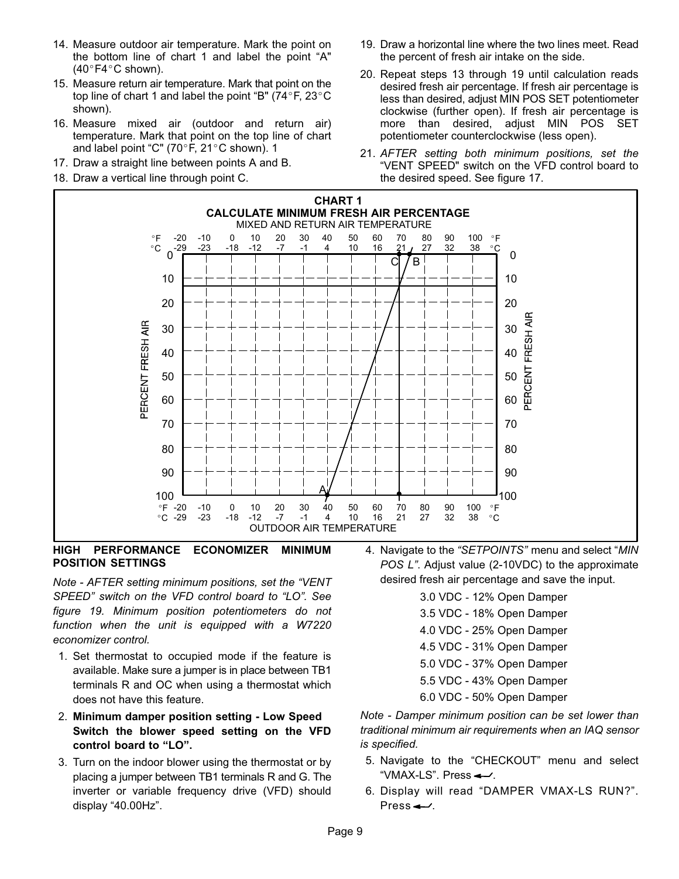14. Measure outdoor air temperature. Mark the point on the bottom line of chart 1 and label the point "A" (40°F4°C shown).
15. Measure return air temperature. Mark that point on the top line of chart 1 and label the point "B" (74°F, 23°C shown).
16. Measure mixed air (outdoor and return air) temperature. Mark that point on the top line of chart and label point "C" (70°F, 21°C shown). 1
17. Draw a straight line between points A and B.
18. Draw a vertical line through point C.
19. Draw a horizontal line where the two lines meet. Read the percent of fresh air intake on the side.
20. Repeat steps 13 through 19 until calculation reads desired fresh air percentage. If fresh air percentage is less than desired, adjust MIN POS SET potentiometer clockwise (further open). If fresh air percentage is more than desired, adjust MIN POS SET potentiometer counterclockwise (less open).
21. *AFTER setting both minimum positions, set the* "VENT SPEED" switch on the VFD control board to the desired speed. See figure 17.

**CHART 1**
**CALCULATE MINIMUM FRESH AIR PERCENTAGE**
MIXED AND RETURN AIR TEMPERATURE

°F -20 -10 0 10 20 30 40 50 60 70 80 90 100 °F
°C -29 -23 -18 -12 -7 -1 4 10 16 21 27 32 38 °C

C B A

PERCENT FRESH AIR
0 10 20 30 40 50 60 70 80 90 100

OUTDOOR AIR TEMPERATURE

## HIGH PERFORMANCE ECONOMIZER MINIMUM POSITION SETTINGS

*Note - AFTER setting minimum positions, set the "VENT SPEED" switch on the VFD control board to "LO". See figure 19. Minimum position potentiometers do not function when the unit is equipped with a W7220 economizer control.*

1. Set thermostat to occupied mode if the feature is available. Make sure a jumper is in place between TB1 terminals R and OC when using a thermostat which does not have this feature.
2. **Minimum damper position setting - Low Speed Switch the blower speed setting on the VFD control board to "LO".**
3. Turn on the indoor blower using the thermostat or by placing a jumper between TB1 terminals R and G. The inverter or variable frequency drive (VFD) should display "40.00Hz".
4. Navigate to the *"SETPOINTS"* menu and select "*MIN POS L"*. Adjust value (2-10VDC) to the approximate desired fresh air percentage and save the input.

   3.0 VDC - 12% Open Damper
   3.5 VDC - 18% Open Damper
   4.0 VDC - 25% Open Damper
   4.5 VDC - 31% Open Damper
   5.0 VDC - 37% Open Damper
   5.5 VDC - 43% Open Damper
   6.0 VDC - 50% Open Damper

*Note - Damper minimum position can be set lower than traditional minimum air requirements when an IAQ sensor is specified.*

5. Navigate to the "CHECKOUT" menu and select "VMAX-LS". Press ↵.
6. Display will read "DAMPER VMAX-LS RUN?". Press ↵.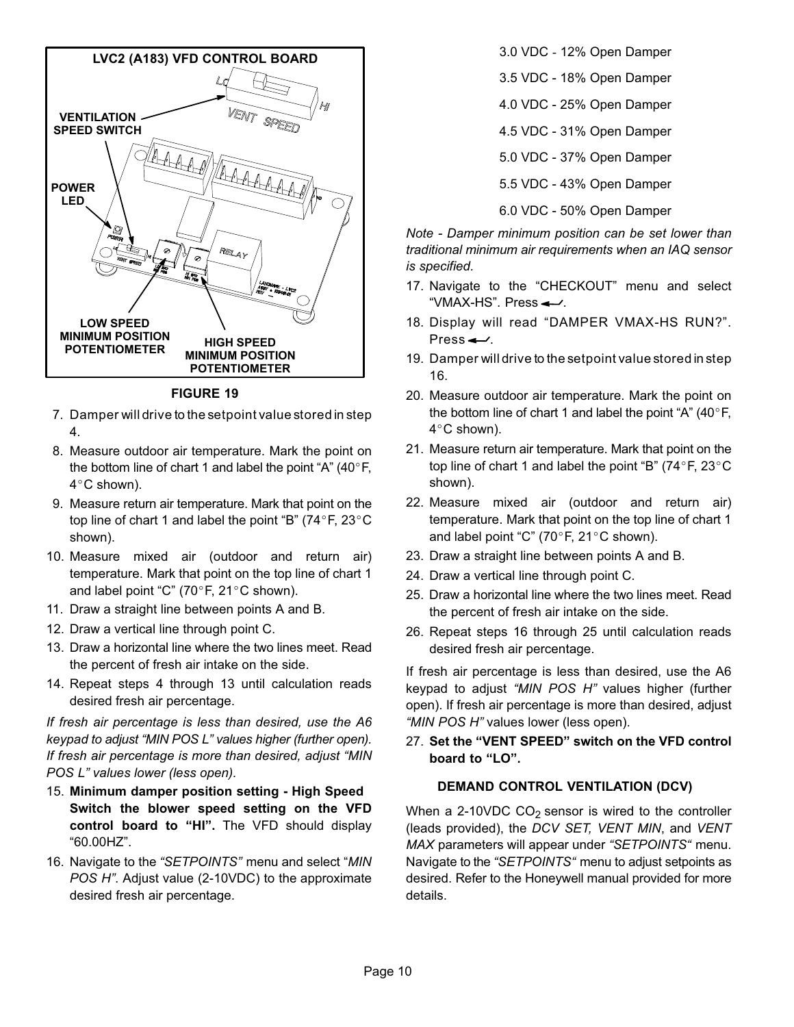LVC2 (A183) VFD CONTROL BOARD

VENTILATION SPEED SWITCH

POWER LED

LOW SPEED MINIMUM POSITION POTENTIOMETER

HIGH SPEED MINIMUM POSITION POTENTIOMETER

**FIGURE 19**

7. Damper will drive to the setpoint value stored in step 4.
8. Measure outdoor air temperature. Mark the point on the bottom line of chart 1 and label the point “A” (40°F, 4°C shown).
9. Measure return air temperature. Mark that point on the top line of chart 1 and label the point “B” (74°F, 23°C shown).
10. Measure mixed air (outdoor and return air) temperature. Mark that point on the top line of chart 1 and label point “C” (70°F, 21°C shown).
11. Draw a straight line between points A and B.
12. Draw a vertical line through point C.
13. Draw a horizontal line where the two lines meet. Read the percent of fresh air intake on the side.
14. Repeat steps 4 through 13 until calculation reads desired fresh air percentage.

*If fresh air percentage is less than desired, use the A6 keypad to adjust “MIN POS L” values higher (further open). If fresh air percentage is more than desired, adjust “MIN POS L” values lower (less open).*

15. **Minimum damper position setting - High Speed Switch the blower speed setting on the VFD control board to “HI”.** The VFD should display “60.00HZ”.
16. Navigate to the *“SETPOINTS”* menu and select “*MIN POS H”*. Adjust value (2-10VDC) to the approximate desired fresh air percentage.

3.0 VDC - 12% Open Damper

3.5 VDC - 18% Open Damper

4.0 VDC - 25% Open Damper

4.5 VDC - 31% Open Damper

5.0 VDC - 37% Open Damper

5.5 VDC - 43% Open Damper

6.0 VDC - 50% Open Damper

*Note - Damper minimum position can be set lower than traditional minimum air requirements when an IAQ sensor is specified.*

17. Navigate to the “CHECKOUT” menu and select “VMAX-HS”. Press ↵.
18. Display will read “DAMPER VMAX-HS RUN?”. Press ↵.
19. Damper will drive to the setpoint value stored in step 16.
20. Measure outdoor air temperature. Mark the point on the bottom line of chart 1 and label the point “A” (40°F, 4°C shown).
21. Measure return air temperature. Mark that point on the top line of chart 1 and label the point “B” (74°F, 23°C shown).
22. Measure mixed air (outdoor and return air) temperature. Mark that point on the top line of chart 1 and label point “C” (70°F, 21°C shown).
23. Draw a straight line between points A and B.
24. Draw a vertical line through point C.
25. Draw a horizontal line where the two lines meet. Read the percent of fresh air intake on the side.
26. Repeat steps 16 through 25 until calculation reads desired fresh air percentage.

If fresh air percentage is less than desired, use the A6 keypad to adjust *“MIN POS H”* values higher (further open). If fresh air percentage is more than desired, adjust *“MIN POS H”* values lower (less open).

27. **Set the “VENT SPEED” switch on the VFD control board to “LO”.**

### DEMAND CONTROL VENTILATION (DCV)

When a 2-10VDC $CO_2$ sensor is wired to the controller (leads provided), the *DCV SET, VENT MIN*, and *VENT MAX* parameters will appear under *“SETPOINTS“* menu. Navigate to the *“SETPOINTS“* menu to adjust setpoints as desired. Refer to the Honeywell manual provided for more details.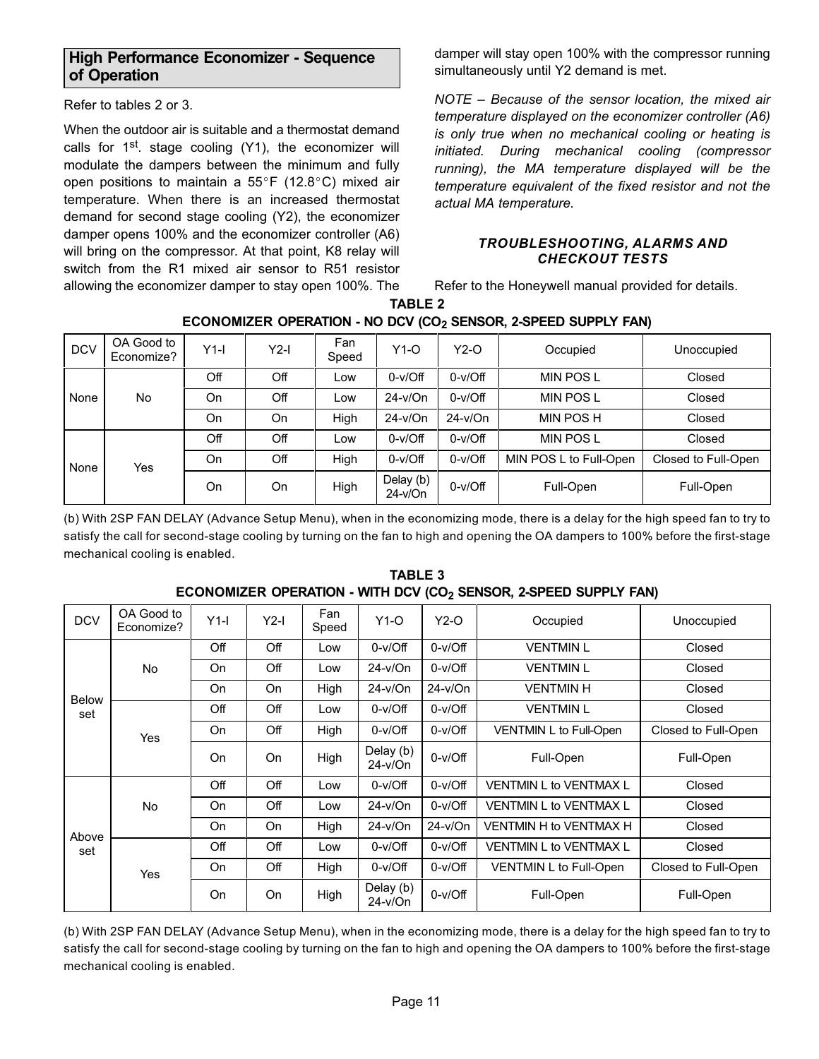## High Performance Economizer - Sequence of Operation

Refer to tables 2 or 3.

When the outdoor air is suitable and a thermostat demand calls for 1st. stage cooling (Y1), the economizer will modulate the dampers between the minimum and fully open positions to maintain a 55°F (12.8°C) mixed air temperature. When there is an increased thermostat demand for second stage cooling (Y2), the economizer damper opens 100% and the economizer controller (A6) will bring on the compressor. At that point, K8 relay will switch from the R1 mixed air sensor to R51 resistor allowing the economizer damper to stay open 100%. The damper will stay open 100% with the compressor running simultaneously until Y2 demand is met.

*NOTE – Because of the sensor location, the mixed air temperature displayed on the economizer controller (A6) is only true when no mechanical cooling or heating is initiated. During mechanical cooling (compressor running), the MA temperature displayed will be the temperature equivalent of the fixed resistor and not the actual MA temperature.*

### *TROUBLESHOOTING, ALARMS AND CHECKOUT TESTS*

Refer to the Honeywell manual provided for details.

**TABLE 2**
**ECONOMIZER OPERATION - NO DCV ($CO_2$ SENSOR, 2-SPEED SUPPLY FAN)**

| DCV | OA Good to Economize? | Y1-I | Y2-I | Fan Speed | Y1-O | Y2-O | Occupied | Unoccupied |
|---|---|---|---|---|---|---|---|---|
| None | No | Off | Off | Low | 0-v/Off | 0-v/Off | MIN POS L | Closed |
| | | On | Off | Low | 24-v/On | 0-v/Off | MIN POS L | Closed |
| | | On | On | High | 24-v/On | 24-v/On | MIN POS H | Closed |
| None | Yes | Off | Off | Low | 0-v/Off | 0-v/Off | MIN POS L | Closed |
| | | On | Off | High | 0-v/Off | 0-v/Off | MIN POS L to Full-Open | Closed to Full-Open |
| | | On | On | High | Delay (b) 24-v/On | 0-v/Off | Full-Open | Full-Open |

(b) With 2SP FAN DELAY (Advance Setup Menu), when in the economizing mode, there is a delay for the high speed fan to try to satisfy the call for second-stage cooling by turning on the fan to high and opening the OA dampers to 100% before the first-stage mechanical cooling is enabled.

**TABLE 3**
**ECONOMIZER OPERATION - WITH DCV ($CO_2$ SENSOR, 2-SPEED SUPPLY FAN)**

| DCV | OA Good to Economize? | Y1-I | Y2-I | Fan Speed | Y1-O | Y2-O | Occupied | Unoccupied |
|---|---|---|---|---|---|---|---|---|
| Below set | No | Off | Off | Low | 0-v/Off | 0-v/Off | VENTMIN L | Closed |
| | | On | Off | Low | 24-v/On | 0-v/Off | VENTMIN L | Closed |
| | | On | On | High | 24-v/On | 24-v/On | VENTMIN H | Closed |
| | Yes | Off | Off | Low | 0-v/Off | 0-v/Off | VENTMIN L | Closed |
| | | On | Off | High | 0-v/Off | 0-v/Off | VENTMIN L to Full-Open | Closed to Full-Open |
| | | On | On | High | Delay (b) 24-v/On | 0-v/Off | Full-Open | Full-Open |
| Above set | No | Off | Off | Low | 0-v/Off | 0-v/Off | VENTMIN L to VENTMAX L | Closed |
| | | On | Off | Low | 24-v/On | 0-v/Off | VENTMIN L to VENTMAX L | Closed |
| | | On | On | High | 24-v/On | 24-v/On | VENTMIN H to VENTMAX H | Closed |
| | Yes | Off | Off | Low | 0-v/Off | 0-v/Off | VENTMIN L to VENTMAX L | Closed |
| | | On | Off | High | 0-v/Off | 0-v/Off | VENTMIN L to Full-Open | Closed to Full-Open |
| | | On | On | High | Delay (b) 24-v/On | 0-v/Off | Full-Open | Full-Open |

(b) With 2SP FAN DELAY (Advance Setup Menu), when in the economizing mode, there is a delay for the high speed fan to try to satisfy the call for second-stage cooling by turning on the fan to high and opening the OA dampers to 100% before the first-stage mechanical cooling is enabled.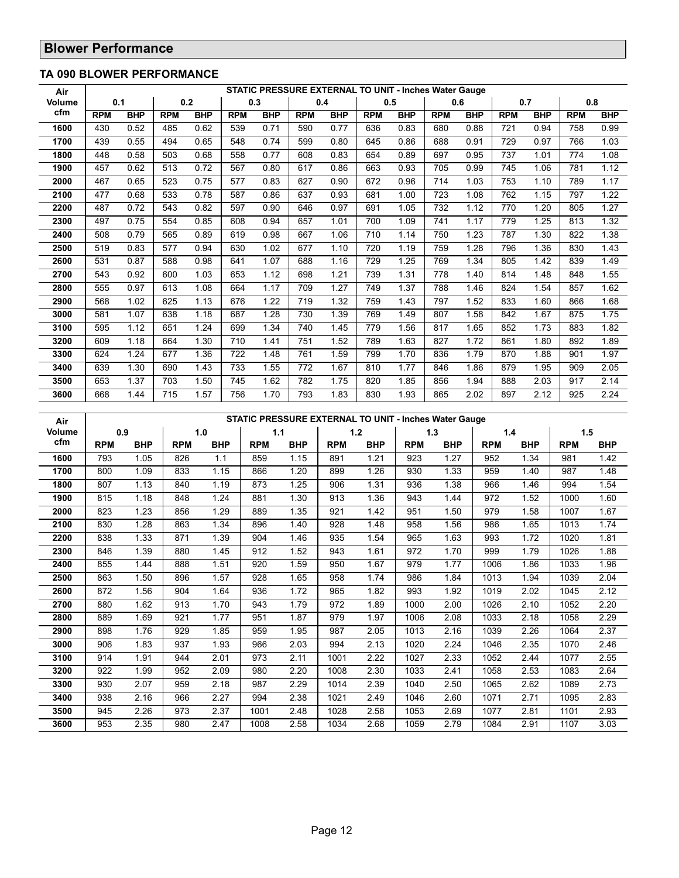## Blower Performance

### TA 090 BLOWER PERFORMANCE

| Air Volume cfm | STATIC PRESSURE EXTERNAL TO UNIT - Inches Water Gauge | | | | | | | | | | | | | | | |
|---|---|---|---|---|---|---|---|---|---|---|---|---|---|---|---|---|
| | 0.1 | | 0.2 | | 0.3 | | 0.4 | | 0.5 | | 0.6 | | 0.7 | | 0.8 | |
| | RPM | BHP | RPM | BHP | RPM | BHP | RPM | BHP | RPM | BHP | RPM | BHP | RPM | BHP | RPM | BHP |
| 1600 | 430 | 0.52 | 485 | 0.62 | 539 | 0.71 | 590 | 0.77 | 636 | 0.83 | 680 | 0.88 | 721 | 0.94 | 758 | 0.99 |
| 1700 | 439 | 0.55 | 494 | 0.65 | 548 | 0.74 | 599 | 0.80 | 645 | 0.86 | 688 | 0.91 | 729 | 0.97 | 766 | 1.03 |
| 1800 | 448 | 0.58 | 503 | 0.68 | 558 | 0.77 | 608 | 0.83 | 654 | 0.89 | 697 | 0.95 | 737 | 1.01 | 774 | 1.08 |
| 1900 | 457 | 0.62 | 513 | 0.72 | 567 | 0.80 | 617 | 0.86 | 663 | 0.93 | 705 | 0.99 | 745 | 1.06 | 781 | 1.12 |
| 2000 | 467 | 0.65 | 523 | 0.75 | 577 | 0.83 | 627 | 0.90 | 672 | 0.96 | 714 | 1.03 | 753 | 1.10 | 789 | 1.17 |
| 2100 | 477 | 0.68 | 533 | 0.78 | 587 | 0.86 | 637 | 0.93 | 681 | 1.00 | 723 | 1.08 | 762 | 1.15 | 797 | 1.22 |
| 2200 | 487 | 0.72 | 543 | 0.82 | 597 | 0.90 | 646 | 0.97 | 691 | 1.05 | 732 | 1.12 | 770 | 1.20 | 805 | 1.27 |
| 2300 | 497 | 0.75 | 554 | 0.85 | 608 | 0.94 | 657 | 1.01 | 700 | 1.09 | 741 | 1.17 | 779 | 1.25 | 813 | 1.32 |
| 2400 | 508 | 0.79 | 565 | 0.89 | 619 | 0.98 | 667 | 1.06 | 710 | 1.14 | 750 | 1.23 | 787 | 1.30 | 822 | 1.38 |
| 2500 | 519 | 0.83 | 577 | 0.94 | 630 | 1.02 | 677 | 1.10 | 720 | 1.19 | 759 | 1.28 | 796 | 1.36 | 830 | 1.43 |
| 2600 | 531 | 0.87 | 588 | 0.98 | 641 | 1.07 | 688 | 1.16 | 729 | 1.25 | 769 | 1.34 | 805 | 1.42 | 839 | 1.49 |
| 2700 | 543 | 0.92 | 600 | 1.03 | 653 | 1.12 | 698 | 1.21 | 739 | 1.31 | 778 | 1.40 | 814 | 1.48 | 848 | 1.55 |
| 2800 | 555 | 0.97 | 613 | 1.08 | 664 | 1.17 | 709 | 1.27 | 749 | 1.37 | 788 | 1.46 | 824 | 1.54 | 857 | 1.62 |
| 2900 | 568 | 1.02 | 625 | 1.13 | 676 | 1.22 | 719 | 1.32 | 759 | 1.43 | 797 | 1.52 | 833 | 1.60 | 866 | 1.68 |
| 3000 | 581 | 1.07 | 638 | 1.18 | 687 | 1.28 | 730 | 1.39 | 769 | 1.49 | 807 | 1.58 | 842 | 1.67 | 875 | 1.75 |
| 3100 | 595 | 1.12 | 651 | 1.24 | 699 | 1.34 | 740 | 1.45 | 779 | 1.56 | 817 | 1.65 | 852 | 1.73 | 883 | 1.82 |
| 3200 | 609 | 1.18 | 664 | 1.30 | 710 | 1.41 | 751 | 1.52 | 789 | 1.63 | 827 | 1.72 | 861 | 1.80 | 892 | 1.89 |
| 3300 | 624 | 1.24 | 677 | 1.36 | 722 | 1.48 | 761 | 1.59 | 799 | 1.70 | 836 | 1.79 | 870 | 1.88 | 901 | 1.97 |
| 3400 | 639 | 1.30 | 690 | 1.43 | 733 | 1.55 | 772 | 1.67 | 810 | 1.77 | 846 | 1.86 | 879 | 1.95 | 909 | 2.05 |
| 3500 | 653 | 1.37 | 703 | 1.50 | 745 | 1.62 | 782 | 1.75 | 820 | 1.85 | 856 | 1.94 | 888 | 2.03 | 917 | 2.14 |
| 3600 | 668 | 1.44 | 715 | 1.57 | 756 | 1.70 | 793 | 1.83 | 830 | 1.93 | 865 | 2.02 | 897 | 2.12 | 925 | 2.24 |

| Air Volume cfm | STATIC PRESSURE EXTERNAL TO UNIT - Inches Water Gauge | | | | | | | | | | | | | |
|---|---|---|---|---|---|---|---|---|---|---|---|---|---|---|
| | 0.9 | | 1.0 | | 1.1 | | 1.2 | | 1.3 | | 1.4 | | 1.5 | |
| | RPM | BHP | RPM | BHP | RPM | BHP | RPM | BHP | RPM | BHP | RPM | BHP | RPM | BHP |
| 1600 | 793 | 1.05 | 826 | 1.1 | 859 | 1.15 | 891 | 1.21 | 923 | 1.27 | 952 | 1.34 | 981 | 1.42 |
| 1700 | 800 | 1.09 | 833 | 1.15 | 866 | 1.20 | 899 | 1.26 | 930 | 1.33 | 959 | 1.40 | 987 | 1.48 |
| 1800 | 807 | 1.13 | 840 | 1.19 | 873 | 1.25 | 906 | 1.31 | 936 | 1.38 | 966 | 1.46 | 994 | 1.54 |
| 1900 | 815 | 1.18 | 848 | 1.24 | 881 | 1.30 | 913 | 1.36 | 943 | 1.44 | 972 | 1.52 | 1000 | 1.60 |
| 2000 | 823 | 1.23 | 856 | 1.29 | 889 | 1.35 | 921 | 1.42 | 951 | 1.50 | 979 | 1.58 | 1007 | 1.67 |
| 2100 | 830 | 1.28 | 863 | 1.34 | 896 | 1.40 | 928 | 1.48 | 958 | 1.56 | 986 | 1.65 | 1013 | 1.74 |
| 2200 | 838 | 1.33 | 871 | 1.39 | 904 | 1.46 | 935 | 1.54 | 965 | 1.63 | 993 | 1.72 | 1020 | 1.81 |
| 2300 | 846 | 1.39 | 880 | 1.45 | 912 | 1.52 | 943 | 1.61 | 972 | 1.70 | 999 | 1.79 | 1026 | 1.88 |
| 2400 | 855 | 1.44 | 888 | 1.51 | 920 | 1.59 | 950 | 1.67 | 979 | 1.77 | 1006 | 1.86 | 1033 | 1.96 |
| 2500 | 863 | 1.50 | 896 | 1.57 | 928 | 1.65 | 958 | 1.74 | 986 | 1.84 | 1013 | 1.94 | 1039 | 2.04 |
| 2600 | 872 | 1.56 | 904 | 1.64 | 936 | 1.72 | 965 | 1.82 | 993 | 1.92 | 1019 | 2.02 | 1045 | 2.12 |
| 2700 | 880 | 1.62 | 913 | 1.70 | 943 | 1.79 | 972 | 1.89 | 1000 | 2.00 | 1026 | 2.10 | 1052 | 2.20 |
| 2800 | 889 | 1.69 | 921 | 1.77 | 951 | 1.87 | 979 | 1.97 | 1006 | 2.08 | 1033 | 2.18 | 1058 | 2.29 |
| 2900 | 898 | 1.76 | 929 | 1.85 | 959 | 1.95 | 987 | 2.05 | 1013 | 2.16 | 1039 | 2.26 | 1064 | 2.37 |
| 3000 | 906 | 1.83 | 937 | 1.93 | 966 | 2.03 | 994 | 2.13 | 1020 | 2.24 | 1046 | 2.35 | 1070 | 2.46 |
| 3100 | 914 | 1.91 | 944 | 2.01 | 973 | 2.11 | 1001 | 2.22 | 1027 | 2.33 | 1052 | 2.44 | 1077 | 2.55 |
| 3200 | 922 | 1.99 | 952 | 2.09 | 980 | 2.20 | 1008 | 2.30 | 1033 | 2.41 | 1058 | 2.53 | 1083 | 2.64 |
| 3300 | 930 | 2.07 | 959 | 2.18 | 987 | 2.29 | 1014 | 2.39 | 1040 | 2.50 | 1065 | 2.62 | 1089 | 2.73 |
| 3400 | 938 | 2.16 | 966 | 2.27 | 994 | 2.38 | 1021 | 2.49 | 1046 | 2.60 | 1071 | 2.71 | 1095 | 2.83 |
| 3500 | 945 | 2.26 | 973 | 2.37 | 1001 | 2.48 | 1028 | 2.58 | 1053 | 2.69 | 1077 | 2.81 | 1101 | 2.93 |
| 3600 | 953 | 2.35 | 980 | 2.47 | 1008 | 2.58 | 1034 | 2.68 | 1059 | 2.79 | 1084 | 2.91 | 1107 | 3.03 |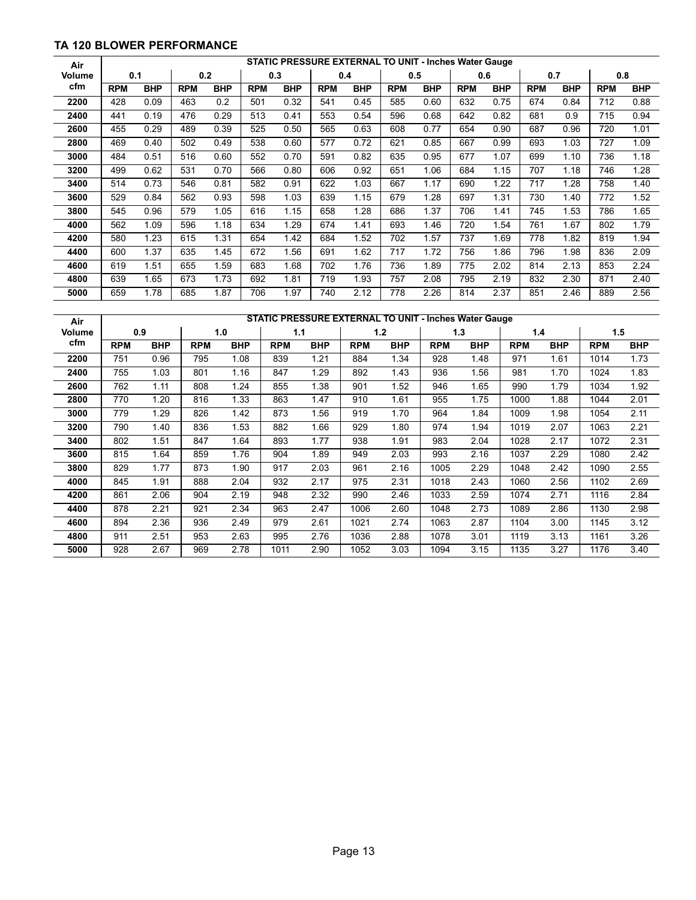## TA 120 BLOWER PERFORMANCE

| Air Volume cfm | STATIC PRESSURE EXTERNAL TO UNIT - Inches Water Gauge | | | | | | | | | | | | | | | |
|---|---|---|---|---|---|---|---|---|---|---|---|---|---|---|---|---|
| | 0.1 | | 0.2 | | 0.3 | | 0.4 | | 0.5 | | 0.6 | | 0.7 | | 0.8 | |
| | RPM | BHP | RPM | BHP | RPM | BHP | RPM | BHP | RPM | BHP | RPM | BHP | RPM | BHP | RPM | BHP |
| 2200 | 428 | 0.09 | 463 | 0.2 | 501 | 0.32 | 541 | 0.45 | 585 | 0.60 | 632 | 0.75 | 674 | 0.84 | 712 | 0.88 |
| 2400 | 441 | 0.19 | 476 | 0.29 | 513 | 0.41 | 553 | 0.54 | 596 | 0.68 | 642 | 0.82 | 681 | 0.9 | 715 | 0.94 |
| 2600 | 455 | 0.29 | 489 | 0.39 | 525 | 0.50 | 565 | 0.63 | 608 | 0.77 | 654 | 0.90 | 687 | 0.96 | 720 | 1.01 |
| 2800 | 469 | 0.40 | 502 | 0.49 | 538 | 0.60 | 577 | 0.72 | 621 | 0.85 | 667 | 0.99 | 693 | 1.03 | 727 | 1.09 |
| 3000 | 484 | 0.51 | 516 | 0.60 | 552 | 0.70 | 591 | 0.82 | 635 | 0.95 | 677 | 1.07 | 699 | 1.10 | 736 | 1.18 |
| 3200 | 499 | 0.62 | 531 | 0.70 | 566 | 0.80 | 606 | 0.92 | 651 | 1.06 | 684 | 1.15 | 707 | 1.18 | 746 | 1.28 |
| 3400 | 514 | 0.73 | 546 | 0.81 | 582 | 0.91 | 622 | 1.03 | 667 | 1.17 | 690 | 1.22 | 717 | 1.28 | 758 | 1.40 |
| 3600 | 529 | 0.84 | 562 | 0.93 | 598 | 1.03 | 639 | 1.15 | 679 | 1.28 | 697 | 1.31 | 730 | 1.40 | 772 | 1.52 |
| 3800 | 545 | 0.96 | 579 | 1.05 | 616 | 1.15 | 658 | 1.28 | 686 | 1.37 | 706 | 1.41 | 745 | 1.53 | 786 | 1.65 |
| 4000 | 562 | 1.09 | 596 | 1.18 | 634 | 1.29 | 674 | 1.41 | 693 | 1.46 | 720 | 1.54 | 761 | 1.67 | 802 | 1.79 |
| 4200 | 580 | 1.23 | 615 | 1.31 | 654 | 1.42 | 684 | 1.52 | 702 | 1.57 | 737 | 1.69 | 778 | 1.82 | 819 | 1.94 |
| 4400 | 600 | 1.37 | 635 | 1.45 | 672 | 1.56 | 691 | 1.62 | 717 | 1.72 | 756 | 1.86 | 796 | 1.98 | 836 | 2.09 |
| 4600 | 619 | 1.51 | 655 | 1.59 | 683 | 1.68 | 702 | 1.76 | 736 | 1.89 | 775 | 2.02 | 814 | 2.13 | 853 | 2.24 |
| 4800 | 639 | 1.65 | 673 | 1.73 | 692 | 1.81 | 719 | 1.93 | 757 | 2.08 | 795 | 2.19 | 832 | 2.30 | 871 | 2.40 |
| 5000 | 659 | 1.78 | 685 | 1.87 | 706 | 1.97 | 740 | 2.12 | 778 | 2.26 | 814 | 2.37 | 851 | 2.46 | 889 | 2.56 |

| Air Volume cfm | STATIC PRESSURE EXTERNAL TO UNIT - Inches Water Gauge | | | | | | | | | | | | | |
|---|---|---|---|---|---|---|---|---|---|---|---|---|---|---|
| | 0.9 | | 1.0 | | 1.1 | | 1.2 | | 1.3 | | 1.4 | | 1.5 | |
| | RPM | BHP | RPM | BHP | RPM | BHP | RPM | BHP | RPM | BHP | RPM | BHP | RPM | BHP |
| 2200 | 751 | 0.96 | 795 | 1.08 | 839 | 1.21 | 884 | 1.34 | 928 | 1.48 | 971 | 1.61 | 1014 | 1.73 |
| 2400 | 755 | 1.03 | 801 | 1.16 | 847 | 1.29 | 892 | 1.43 | 936 | 1.56 | 981 | 1.70 | 1024 | 1.83 |
| 2600 | 762 | 1.11 | 808 | 1.24 | 855 | 1.38 | 901 | 1.52 | 946 | 1.65 | 990 | 1.79 | 1034 | 1.92 |
| 2800 | 770 | 1.20 | 816 | 1.33 | 863 | 1.47 | 910 | 1.61 | 955 | 1.75 | 1000 | 1.88 | 1044 | 2.01 |
| 3000 | 779 | 1.29 | 826 | 1.42 | 873 | 1.56 | 919 | 1.70 | 964 | 1.84 | 1009 | 1.98 | 1054 | 2.11 |
| 3200 | 790 | 1.40 | 836 | 1.53 | 882 | 1.66 | 929 | 1.80 | 974 | 1.94 | 1019 | 2.07 | 1063 | 2.21 |
| 3400 | 802 | 1.51 | 847 | 1.64 | 893 | 1.77 | 938 | 1.91 | 983 | 2.04 | 1028 | 2.17 | 1072 | 2.31 |
| 3600 | 815 | 1.64 | 859 | 1.76 | 904 | 1.89 | 949 | 2.03 | 993 | 2.16 | 1037 | 2.29 | 1080 | 2.42 |
| 3800 | 829 | 1.77 | 873 | 1.90 | 917 | 2.03 | 961 | 2.16 | 1005 | 2.29 | 1048 | 2.42 | 1090 | 2.55 |
| 4000 | 845 | 1.91 | 888 | 2.04 | 932 | 2.17 | 975 | 2.31 | 1018 | 2.43 | 1060 | 2.56 | 1102 | 2.69 |
| 4200 | 861 | 2.06 | 904 | 2.19 | 948 | 2.32 | 990 | 2.46 | 1033 | 2.59 | 1074 | 2.71 | 1116 | 2.84 |
| 4400 | 878 | 2.21 | 921 | 2.34 | 963 | 2.47 | 1006 | 2.60 | 1048 | 2.73 | 1089 | 2.86 | 1130 | 2.98 |
| 4600 | 894 | 2.36 | 936 | 2.49 | 979 | 2.61 | 1021 | 2.74 | 1063 | 2.87 | 1104 | 3.00 | 1145 | 3.12 |
| 4800 | 911 | 2.51 | 953 | 2.63 | 995 | 2.76 | 1036 | 2.88 | 1078 | 3.01 | 1119 | 3.13 | 1161 | 3.26 |
| 5000 | 928 | 2.67 | 969 | 2.78 | 1011 | 2.90 | 1052 | 3.03 | 1094 | 3.15 | 1135 | 3.27 | 1176 | 3.40 |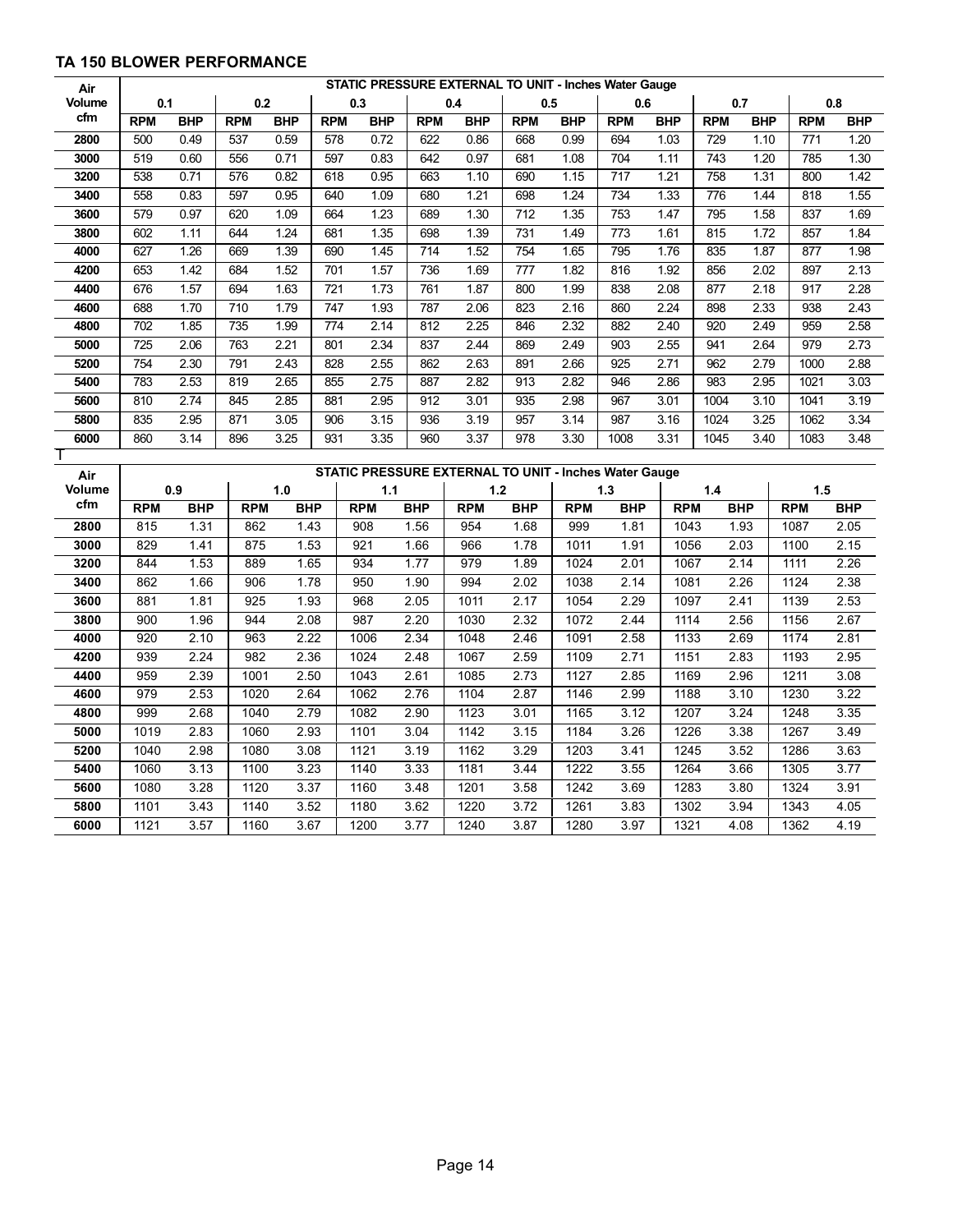## TA 150 BLOWER PERFORMANCE

| Air Volume cfm | STATIC PRESSURE EXTERNAL TO UNIT - Inches Water Gauge | | | | | | | | | | | | | | | |
|---|---|---|---|---|---|---|---|---|---|---|---|---|---|---|---|---|
| | 0.1 | | 0.2 | | 0.3 | | 0.4 | | 0.5 | | 0.6 | | 0.7 | | 0.8 | |
| | RPM | BHP | RPM | BHP | RPM | BHP | RPM | BHP | RPM | BHP | RPM | BHP | RPM | BHP | RPM | BHP |
| **2800** | 500 | 0.49 | 537 | 0.59 | 578 | 0.72 | 622 | 0.86 | 668 | 0.99 | 694 | 1.03 | 729 | 1.10 | 771 | 1.20 |
| **3000** | 519 | 0.60 | 556 | 0.71 | 597 | 0.83 | 642 | 0.97 | 681 | 1.08 | 704 | 1.11 | 743 | 1.20 | 785 | 1.30 |
| **3200** | 538 | 0.71 | 576 | 0.82 | 618 | 0.95 | 663 | 1.10 | 690 | 1.15 | 717 | 1.21 | 758 | 1.31 | 800 | 1.42 |
| **3400** | 558 | 0.83 | 597 | 0.95 | 640 | 1.09 | 680 | 1.21 | 698 | 1.24 | 734 | 1.33 | 776 | 1.44 | 818 | 1.55 |
| **3600** | 579 | 0.97 | 620 | 1.09 | 664 | 1.23 | 689 | 1.30 | 712 | 1.35 | 753 | 1.47 | 795 | 1.58 | 837 | 1.69 |
| **3800** | 602 | 1.11 | 644 | 1.24 | 681 | 1.35 | 698 | 1.39 | 731 | 1.49 | 773 | 1.61 | 815 | 1.72 | 857 | 1.84 |
| **4000** | 627 | 1.26 | 669 | 1.39 | 690 | 1.45 | 714 | 1.52 | 754 | 1.65 | 795 | 1.76 | 835 | 1.87 | 877 | 1.98 |
| **4200** | 653 | 1.42 | 684 | 1.52 | 701 | 1.57 | 736 | 1.69 | 777 | 1.82 | 816 | 1.92 | 856 | 2.02 | 897 | 2.13 |
| **4400** | 676 | 1.57 | 694 | 1.63 | 721 | 1.73 | 761 | 1.87 | 800 | 1.99 | 838 | 2.08 | 877 | 2.18 | 917 | 2.28 |
| **4600** | 688 | 1.70 | 710 | 1.79 | 747 | 1.93 | 787 | 2.06 | 823 | 2.16 | 860 | 2.24 | 898 | 2.33 | 938 | 2.43 |
| **4800** | 702 | 1.85 | 735 | 1.99 | 774 | 2.14 | 812 | 2.25 | 846 | 2.32 | 882 | 2.40 | 920 | 2.49 | 959 | 2.58 |
| **5000** | 725 | 2.06 | 763 | 2.21 | 801 | 2.34 | 837 | 2.44 | 869 | 2.49 | 903 | 2.55 | 941 | 2.64 | 979 | 2.73 |
| **5200** | 754 | 2.30 | 791 | 2.43 | 828 | 2.55 | 862 | 2.63 | 891 | 2.66 | 925 | 2.71 | 962 | 2.79 | 1000 | 2.88 |
| **5400** | 783 | 2.53 | 819 | 2.65 | 855 | 2.75 | 887 | 2.82 | 913 | 2.82 | 946 | 2.86 | 983 | 2.95 | 1021 | 3.03 |
| **5600** | 810 | 2.74 | 845 | 2.85 | 881 | 2.95 | 912 | 3.01 | 935 | 2.98 | 967 | 3.01 | 1004 | 3.10 | 1041 | 3.19 |
| **5800** | 835 | 2.95 | 871 | 3.05 | 906 | 3.15 | 936 | 3.19 | 957 | 3.14 | 987 | 3.16 | 1024 | 3.25 | 1062 | 3.34 |
| **6000** | 860 | 3.14 | 896 | 3.25 | 931 | 3.35 | 960 | 3.37 | 978 | 3.30 | 1008 | 3.31 | 1045 | 3.40 | 1083 | 3.48 |

| Air Volume cfm | STATIC PRESSURE EXTERNAL TO UNIT - Inches Water Gauge | | | | | | | | | | | | | |
|---|---|---|---|---|---|---|---|---|---|---|---|---|---|---|
| | 0.9 | | 1.0 | | 1.1 | | 1.2 | | 1.3 | | 1.4 | | 1.5 | |
| | RPM | BHP | RPM | BHP | RPM | BHP | RPM | BHP | RPM | BHP | RPM | BHP | RPM | BHP |
| **2800** | 815 | 1.31 | 862 | 1.43 | 908 | 1.56 | 954 | 1.68 | 999 | 1.81 | 1043 | 1.93 | 1087 | 2.05 |
| **3000** | 829 | 1.41 | 875 | 1.53 | 921 | 1.66 | 966 | 1.78 | 1011 | 1.91 | 1056 | 2.03 | 1100 | 2.15 |
| **3200** | 844 | 1.53 | 889 | 1.65 | 934 | 1.77 | 979 | 1.89 | 1024 | 2.01 | 1067 | 2.14 | 1111 | 2.26 |
| **3400** | 862 | 1.66 | 906 | 1.78 | 950 | 1.90 | 994 | 2.02 | 1038 | 2.14 | 1081 | 2.26 | 1124 | 2.38 |
| **3600** | 881 | 1.81 | 925 | 1.93 | 968 | 2.05 | 1011 | 2.17 | 1054 | 2.29 | 1097 | 2.41 | 1139 | 2.53 |
| **3800** | 900 | 1.96 | 944 | 2.08 | 987 | 2.20 | 1030 | 2.32 | 1072 | 2.44 | 1114 | 2.56 | 1156 | 2.67 |
| **4000** | 920 | 2.10 | 963 | 2.22 | 1006 | 2.34 | 1048 | 2.46 | 1091 | 2.58 | 1133 | 2.69 | 1174 | 2.81 |
| **4200** | 939 | 2.24 | 982 | 2.36 | 1024 | 2.48 | 1067 | 2.59 | 1109 | 2.71 | 1151 | 2.83 | 1193 | 2.95 |
| **4400** | 959 | 2.39 | 1001 | 2.50 | 1043 | 2.61 | 1085 | 2.73 | 1127 | 2.85 | 1169 | 2.96 | 1211 | 3.08 |
| **4600** | 979 | 2.53 | 1020 | 2.64 | 1062 | 2.76 | 1104 | 2.87 | 1146 | 2.99 | 1188 | 3.10 | 1230 | 3.22 |
| **4800** | 999 | 2.68 | 1040 | 2.79 | 1082 | 2.90 | 1123 | 3.01 | 1165 | 3.12 | 1207 | 3.24 | 1248 | 3.35 |
| **5000** | 1019 | 2.83 | 1060 | 2.93 | 1101 | 3.04 | 1142 | 3.15 | 1184 | 3.26 | 1226 | 3.38 | 1267 | 3.49 |
| **5200** | 1040 | 2.98 | 1080 | 3.08 | 1121 | 3.19 | 1162 | 3.29 | 1203 | 3.41 | 1245 | 3.52 | 1286 | 3.63 |
| **5400** | 1060 | 3.13 | 1100 | 3.23 | 1140 | 3.33 | 1181 | 3.44 | 1222 | 3.55 | 1264 | 3.66 | 1305 | 3.77 |
| **5600** | 1080 | 3.28 | 1120 | 3.37 | 1160 | 3.48 | 1201 | 3.58 | 1242 | 3.69 | 1283 | 3.80 | 1324 | 3.91 |
| **5800** | 1101 | 3.43 | 1140 | 3.52 | 1180 | 3.62 | 1220 | 3.72 | 1261 | 3.83 | 1302 | 3.94 | 1343 | 4.05 |
| **6000** | 1121 | 3.57 | 1160 | 3.67 | 1200 | 3.77 | 1240 | 3.87 | 1280 | 3.97 | 1321 | 4.08 | 1362 | 4.19 |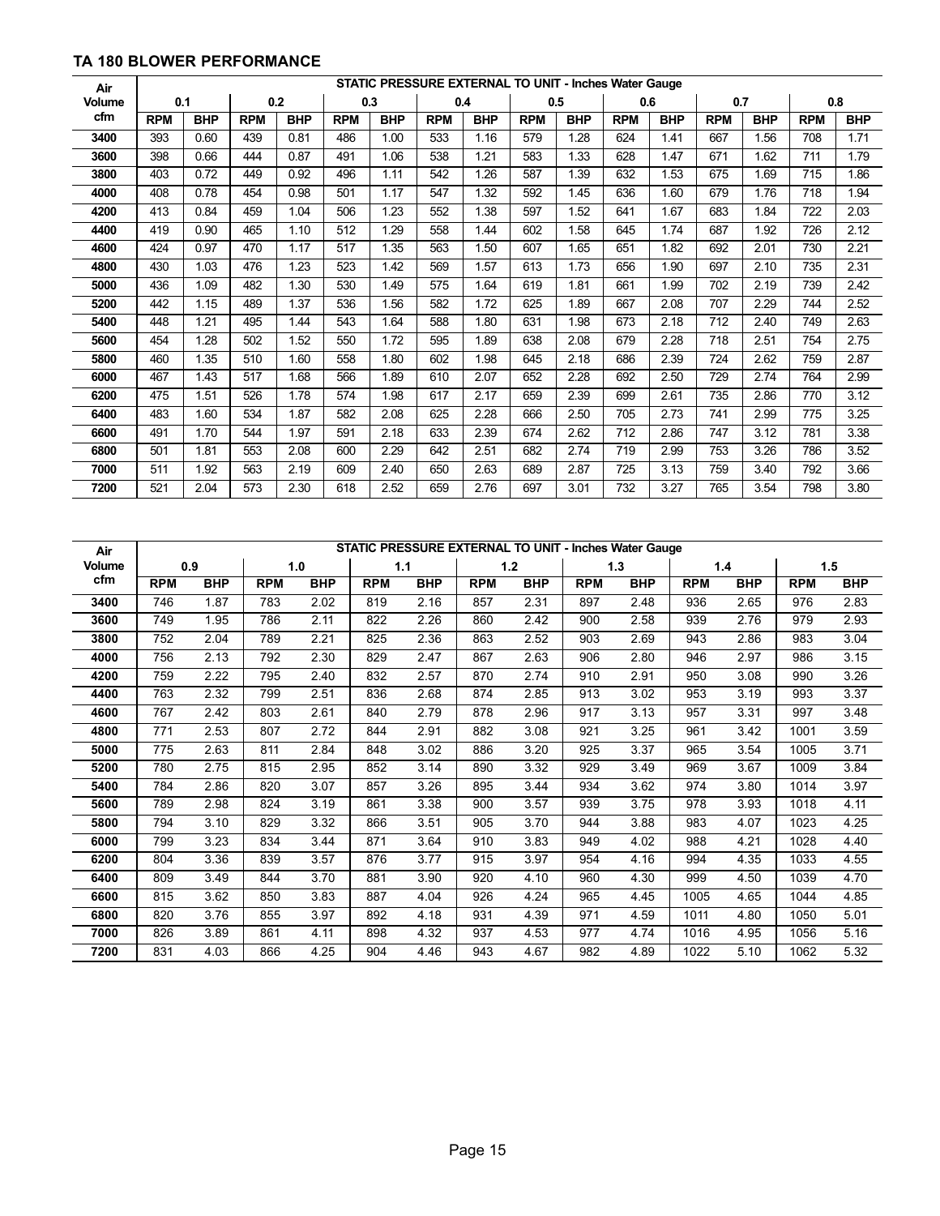## TA 180 BLOWER PERFORMANCE

| Air Volume cfm | STATIC PRESSURE EXTERNAL TO UNIT - Inches Water Gauge | | | | | | | | | | | | | | | |
|---|---|---|---|---|---|---|---|---|---|---|---|---|---|---|---|---|
| | 0.1 | | 0.2 | | 0.3 | | 0.4 | | 0.5 | | 0.6 | | 0.7 | | 0.8 | |
| | RPM | BHP | RPM | BHP | RPM | BHP | RPM | BHP | RPM | BHP | RPM | BHP | RPM | BHP | RPM | BHP |
| **3400** | 393 | 0.60 | 439 | 0.81 | 486 | 1.00 | 533 | 1.16 | 579 | 1.28 | 624 | 1.41 | 667 | 1.56 | 708 | 1.71 |
| **3600** | 398 | 0.66 | 444 | 0.87 | 491 | 1.06 | 538 | 1.21 | 583 | 1.33 | 628 | 1.47 | 671 | 1.62 | 711 | 1.79 |
| **3800** | 403 | 0.72 | 449 | 0.92 | 496 | 1.11 | 542 | 1.26 | 587 | 1.39 | 632 | 1.53 | 675 | 1.69 | 715 | 1.86 |
| **4000** | 408 | 0.78 | 454 | 0.98 | 501 | 1.17 | 547 | 1.32 | 592 | 1.45 | 636 | 1.60 | 679 | 1.76 | 718 | 1.94 |
| **4200** | 413 | 0.84 | 459 | 1.04 | 506 | 1.23 | 552 | 1.38 | 597 | 1.52 | 641 | 1.67 | 683 | 1.84 | 722 | 2.03 |
| **4400** | 419 | 0.90 | 465 | 1.10 | 512 | 1.29 | 558 | 1.44 | 602 | 1.58 | 645 | 1.74 | 687 | 1.92 | 726 | 2.12 |
| **4600** | 424 | 0.97 | 470 | 1.17 | 517 | 1.35 | 563 | 1.50 | 607 | 1.65 | 651 | 1.82 | 692 | 2.01 | 730 | 2.21 |
| **4800** | 430 | 1.03 | 476 | 1.23 | 523 | 1.42 | 569 | 1.57 | 613 | 1.73 | 656 | 1.90 | 697 | 2.10 | 735 | 2.31 |
| **5000** | 436 | 1.09 | 482 | 1.30 | 530 | 1.49 | 575 | 1.64 | 619 | 1.81 | 661 | 1.99 | 702 | 2.19 | 739 | 2.42 |
| **5200** | 442 | 1.15 | 489 | 1.37 | 536 | 1.56 | 582 | 1.72 | 625 | 1.89 | 667 | 2.08 | 707 | 2.29 | 744 | 2.52 |
| **5400** | 448 | 1.21 | 495 | 1.44 | 543 | 1.64 | 588 | 1.80 | 631 | 1.98 | 673 | 2.18 | 712 | 2.40 | 749 | 2.63 |
| **5600** | 454 | 1.28 | 502 | 1.52 | 550 | 1.72 | 595 | 1.89 | 638 | 2.08 | 679 | 2.28 | 718 | 2.51 | 754 | 2.75 |
| **5800** | 460 | 1.35 | 510 | 1.60 | 558 | 1.80 | 602 | 1.98 | 645 | 2.18 | 686 | 2.39 | 724 | 2.62 | 759 | 2.87 |
| **6000** | 467 | 1.43 | 517 | 1.68 | 566 | 1.89 | 610 | 2.07 | 652 | 2.28 | 692 | 2.50 | 729 | 2.74 | 764 | 2.99 |
| **6200** | 475 | 1.51 | 526 | 1.78 | 574 | 1.98 | 617 | 2.17 | 659 | 2.39 | 699 | 2.61 | 735 | 2.86 | 770 | 3.12 |
| **6400** | 483 | 1.60 | 534 | 1.87 | 582 | 2.08 | 625 | 2.28 | 666 | 2.50 | 705 | 2.73 | 741 | 2.99 | 775 | 3.25 |
| **6600** | 491 | 1.70 | 544 | 1.97 | 591 | 2.18 | 633 | 2.39 | 674 | 2.62 | 712 | 2.86 | 747 | 3.12 | 781 | 3.38 |
| **6800** | 501 | 1.81 | 553 | 2.08 | 600 | 2.29 | 642 | 2.51 | 682 | 2.74 | 719 | 2.99 | 753 | 3.26 | 786 | 3.52 |
| **7000** | 511 | 1.92 | 563 | 2.19 | 609 | 2.40 | 650 | 2.63 | 689 | 2.87 | 725 | 3.13 | 759 | 3.40 | 792 | 3.66 |
| **7200** | 521 | 2.04 | 573 | 2.30 | 618 | 2.52 | 659 | 2.76 | 697 | 3.01 | 732 | 3.27 | 765 | 3.54 | 798 | 3.80 |

| Air Volume cfm | STATIC PRESSURE EXTERNAL TO UNIT - Inches Water Gauge | | | | | | | | | | | | | |
|---|---|---|---|---|---|---|---|---|---|---|---|---|---|---|
| | 0.9 | | 1.0 | | 1.1 | | 1.2 | | 1.3 | | 1.4 | | 1.5 | |
| | RPM | BHP | RPM | BHP | RPM | BHP | RPM | BHP | RPM | BHP | RPM | BHP | RPM | BHP |
| **3400** | 746 | 1.87 | 783 | 2.02 | 819 | 2.16 | 857 | 2.31 | 897 | 2.48 | 936 | 2.65 | 976 | 2.83 |
| **3600** | 749 | 1.95 | 786 | 2.11 | 822 | 2.26 | 860 | 2.42 | 900 | 2.58 | 939 | 2.76 | 979 | 2.93 |
| **3800** | 752 | 2.04 | 789 | 2.21 | 825 | 2.36 | 863 | 2.52 | 903 | 2.69 | 943 | 2.86 | 983 | 3.04 |
| **4000** | 756 | 2.13 | 792 | 2.30 | 829 | 2.47 | 867 | 2.63 | 906 | 2.80 | 946 | 2.97 | 986 | 3.15 |
| **4200** | 759 | 2.22 | 795 | 2.40 | 832 | 2.57 | 870 | 2.74 | 910 | 2.91 | 950 | 3.08 | 990 | 3.26 |
| **4400** | 763 | 2.32 | 799 | 2.51 | 836 | 2.68 | 874 | 2.85 | 913 | 3.02 | 953 | 3.19 | 993 | 3.37 |
| **4600** | 767 | 2.42 | 803 | 2.61 | 840 | 2.79 | 878 | 2.96 | 917 | 3.13 | 957 | 3.31 | 997 | 3.48 |
| **4800** | 771 | 2.53 | 807 | 2.72 | 844 | 2.91 | 882 | 3.08 | 921 | 3.25 | 961 | 3.42 | 1001 | 3.59 |
| **5000** | 775 | 2.63 | 811 | 2.84 | 848 | 3.02 | 886 | 3.20 | 925 | 3.37 | 965 | 3.54 | 1005 | 3.71 |
| **5200** | 780 | 2.75 | 815 | 2.95 | 852 | 3.14 | 890 | 3.32 | 929 | 3.49 | 969 | 3.67 | 1009 | 3.84 |
| **5400** | 784 | 2.86 | 820 | 3.07 | 857 | 3.26 | 895 | 3.44 | 934 | 3.62 | 974 | 3.80 | 1014 | 3.97 |
| **5600** | 789 | 2.98 | 824 | 3.19 | 861 | 3.38 | 900 | 3.57 | 939 | 3.75 | 978 | 3.93 | 1018 | 4.11 |
| **5800** | 794 | 3.10 | 829 | 3.32 | 866 | 3.51 | 905 | 3.70 | 944 | 3.88 | 983 | 4.07 | 1023 | 4.25 |
| **6000** | 799 | 3.23 | 834 | 3.44 | 871 | 3.64 | 910 | 3.83 | 949 | 4.02 | 988 | 4.21 | 1028 | 4.40 |
| **6200** | 804 | 3.36 | 839 | 3.57 | 876 | 3.77 | 915 | 3.97 | 954 | 4.16 | 994 | 4.35 | 1033 | 4.55 |
| **6400** | 809 | 3.49 | 844 | 3.70 | 881 | 3.90 | 920 | 4.10 | 960 | 4.30 | 999 | 4.50 | 1039 | 4.70 |
| **6600** | 815 | 3.62 | 850 | 3.83 | 887 | 4.04 | 926 | 4.24 | 965 | 4.45 | 1005 | 4.65 | 1044 | 4.85 |
| **6800** | 820 | 3.76 | 855 | 3.97 | 892 | 4.18 | 931 | 4.39 | 971 | 4.59 | 1011 | 4.80 | 1050 | 5.01 |
| **7000** | 826 | 3.89 | 861 | 4.11 | 898 | 4.32 | 937 | 4.53 | 977 | 4.74 | 1016 | 4.95 | 1056 | 5.16 |
| **7200** | 831 | 4.03 | 866 | 4.25 | 904 | 4.46 | 943 | 4.67 | 982 | 4.89 | 1022 | 5.10 | 1062 | 5.32 |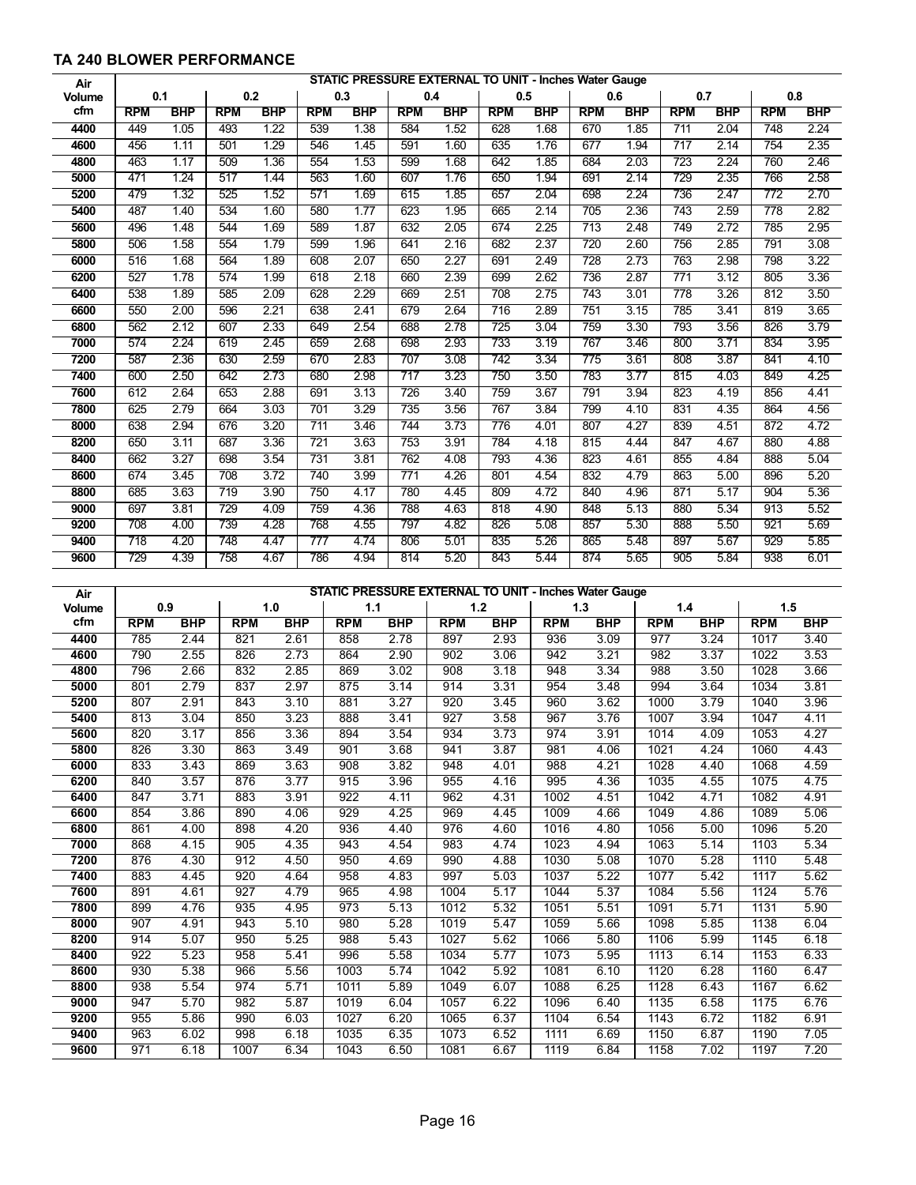## TA 240 BLOWER PERFORMANCE

| Air Volume cfm | STATIC PRESSURE EXTERNAL TO UNIT - Inches Water Gauge | | | | | | | | | | | | | | | |
|---|---|---|---|---|---|---|---|---|---|---|---|---|---|---|---|---|
| | 0.1 | | 0.2 | | 0.3 | | 0.4 | | 0.5 | | 0.6 | | 0.7 | | 0.8 | |
| | RPM | BHP | RPM | BHP | RPM | BHP | RPM | BHP | RPM | BHP | RPM | BHP | RPM | BHP | RPM | BHP |
| 4400 | 449 | 1.05 | 493 | 1.22 | 539 | 1.38 | 584 | 1.52 | 628 | 1.68 | 670 | 1.85 | 711 | 2.04 | 748 | 2.24 |
| 4600 | 456 | 1.11 | 501 | 1.29 | 546 | 1.45 | 591 | 1.60 | 635 | 1.76 | 677 | 1.94 | 717 | 2.14 | 754 | 2.35 |
| 4800 | 463 | 1.17 | 509 | 1.36 | 554 | 1.53 | 599 | 1.68 | 642 | 1.85 | 684 | 2.03 | 723 | 2.24 | 760 | 2.46 |
| 5000 | 471 | 1.24 | 517 | 1.44 | 563 | 1.60 | 607 | 1.76 | 650 | 1.94 | 691 | 2.14 | 729 | 2.35 | 766 | 2.58 |
| 5200 | 479 | 1.32 | 525 | 1.52 | 571 | 1.69 | 615 | 1.85 | 657 | 2.04 | 698 | 2.24 | 736 | 2.47 | 772 | 2.70 |
| 5400 | 487 | 1.40 | 534 | 1.60 | 580 | 1.77 | 623 | 1.95 | 665 | 2.14 | 705 | 2.36 | 743 | 2.59 | 778 | 2.82 |
| 5600 | 496 | 1.48 | 544 | 1.69 | 589 | 1.87 | 632 | 2.05 | 674 | 2.25 | 713 | 2.48 | 749 | 2.72 | 785 | 2.95 |
| 5800 | 506 | 1.58 | 554 | 1.79 | 599 | 1.96 | 641 | 2.16 | 682 | 2.37 | 720 | 2.60 | 756 | 2.85 | 791 | 3.08 |
| 6000 | 516 | 1.68 | 564 | 1.89 | 608 | 2.07 | 650 | 2.27 | 691 | 2.49 | 728 | 2.73 | 763 | 2.98 | 798 | 3.22 |
| 6200 | 527 | 1.78 | 574 | 1.99 | 618 | 2.18 | 660 | 2.39 | 699 | 2.62 | 736 | 2.87 | 771 | 3.12 | 805 | 3.36 |
| 6400 | 538 | 1.89 | 585 | 2.09 | 628 | 2.29 | 669 | 2.51 | 708 | 2.75 | 743 | 3.01 | 778 | 3.26 | 812 | 3.50 |
| 6600 | 550 | 2.00 | 596 | 2.21 | 638 | 2.41 | 679 | 2.64 | 716 | 2.89 | 751 | 3.15 | 785 | 3.41 | 819 | 3.65 |
| 6800 | 562 | 2.12 | 607 | 2.33 | 649 | 2.54 | 688 | 2.78 | 725 | 3.04 | 759 | 3.30 | 793 | 3.56 | 826 | 3.79 |
| 7000 | 574 | 2.24 | 619 | 2.45 | 659 | 2.68 | 698 | 2.93 | 733 | 3.19 | 767 | 3.46 | 800 | 3.71 | 834 | 3.95 |
| 7200 | 587 | 2.36 | 630 | 2.59 | 670 | 2.83 | 707 | 3.08 | 742 | 3.34 | 775 | 3.61 | 808 | 3.87 | 841 | 4.10 |
| 7400 | 600 | 2.50 | 642 | 2.73 | 680 | 2.98 | 717 | 3.23 | 750 | 3.50 | 783 | 3.77 | 815 | 4.03 | 849 | 4.25 |
| 7600 | 612 | 2.64 | 653 | 2.88 | 691 | 3.13 | 726 | 3.40 | 759 | 3.67 | 791 | 3.94 | 823 | 4.19 | 856 | 4.41 |
| 7800 | 625 | 2.79 | 664 | 3.03 | 701 | 3.29 | 735 | 3.56 | 767 | 3.84 | 799 | 4.10 | 831 | 4.35 | 864 | 4.56 |
| 8000 | 638 | 2.94 | 676 | 3.20 | 711 | 3.46 | 744 | 3.73 | 776 | 4.01 | 807 | 4.27 | 839 | 4.51 | 872 | 4.72 |
| 8200 | 650 | 3.11 | 687 | 3.36 | 721 | 3.63 | 753 | 3.91 | 784 | 4.18 | 815 | 4.44 | 847 | 4.67 | 880 | 4.88 |
| 8400 | 662 | 3.27 | 698 | 3.54 | 731 | 3.81 | 762 | 4.08 | 793 | 4.36 | 823 | 4.61 | 855 | 4.84 | 888 | 5.04 |
| 8600 | 674 | 3.45 | 708 | 3.72 | 740 | 3.99 | 771 | 4.26 | 801 | 4.54 | 832 | 4.79 | 863 | 5.00 | 896 | 5.20 |
| 8800 | 685 | 3.63 | 719 | 3.90 | 750 | 4.17 | 780 | 4.45 | 809 | 4.72 | 840 | 4.96 | 871 | 5.17 | 904 | 5.36 |
| 9000 | 697 | 3.81 | 729 | 4.09 | 759 | 4.36 | 788 | 4.63 | 818 | 4.90 | 848 | 5.13 | 880 | 5.34 | 913 | 5.52 |
| 9200 | 708 | 4.00 | 739 | 4.28 | 768 | 4.55 | 797 | 4.82 | 826 | 5.08 | 857 | 5.30 | 888 | 5.50 | 921 | 5.69 |
| 9400 | 718 | 4.20 | 748 | 4.47 | 777 | 4.74 | 806 | 5.01 | 835 | 5.26 | 865 | 5.48 | 897 | 5.67 | 929 | 5.85 |
| 9600 | 729 | 4.39 | 758 | 4.67 | 786 | 4.94 | 814 | 5.20 | 843 | 5.44 | 874 | 5.65 | 905 | 5.84 | 938 | 6.01 |

| Air Volume cfm | STATIC PRESSURE EXTERNAL TO UNIT - Inches Water Gauge | | | | | | | | | | | | | |
|---|---|---|---|---|---|---|---|---|---|---|---|---|---|---|
| | 0.9 | | 1.0 | | 1.1 | | 1.2 | | 1.3 | | 1.4 | | 1.5 | |
| | RPM | BHP | RPM | BHP | RPM | BHP | RPM | BHP | RPM | BHP | RPM | BHP | RPM | BHP |
| 4400 | 785 | 2.44 | 821 | 2.61 | 858 | 2.78 | 897 | 2.93 | 936 | 3.09 | 977 | 3.24 | 1017 | 3.40 |
| 4600 | 790 | 2.55 | 826 | 2.73 | 864 | 2.90 | 902 | 3.06 | 942 | 3.21 | 982 | 3.37 | 1022 | 3.53 |
| 4800 | 796 | 2.66 | 832 | 2.85 | 869 | 3.02 | 908 | 3.18 | 948 | 3.34 | 988 | 3.50 | 1028 | 3.66 |
| 5000 | 801 | 2.79 | 837 | 2.97 | 875 | 3.14 | 914 | 3.31 | 954 | 3.48 | 994 | 3.64 | 1034 | 3.81 |
| 5200 | 807 | 2.91 | 843 | 3.10 | 881 | 3.27 | 920 | 3.45 | 960 | 3.62 | 1000 | 3.79 | 1040 | 3.96 |
| 5400 | 813 | 3.04 | 850 | 3.23 | 888 | 3.41 | 927 | 3.58 | 967 | 3.76 | 1007 | 3.94 | 1047 | 4.11 |
| 5600 | 820 | 3.17 | 856 | 3.36 | 894 | 3.54 | 934 | 3.73 | 974 | 3.91 | 1014 | 4.09 | 1053 | 4.27 |
| 5800 | 826 | 3.30 | 863 | 3.49 | 901 | 3.68 | 941 | 3.87 | 981 | 4.06 | 1021 | 4.24 | 1060 | 4.43 |
| 6000 | 833 | 3.43 | 869 | 3.63 | 908 | 3.82 | 948 | 4.01 | 988 | 4.21 | 1028 | 4.40 | 1068 | 4.59 |
| 6200 | 840 | 3.57 | 876 | 3.77 | 915 | 3.96 | 955 | 4.16 | 995 | 4.36 | 1035 | 4.55 | 1075 | 4.75 |
| 6400 | 847 | 3.71 | 883 | 3.91 | 922 | 4.11 | 962 | 4.31 | 1002 | 4.51 | 1042 | 4.71 | 1082 | 4.91 |
| 6600 | 854 | 3.86 | 890 | 4.06 | 929 | 4.25 | 969 | 4.45 | 1009 | 4.66 | 1049 | 4.86 | 1089 | 5.06 |
| 6800 | 861 | 4.00 | 898 | 4.20 | 936 | 4.40 | 976 | 4.60 | 1016 | 4.80 | 1056 | 5.00 | 1096 | 5.20 |
| 7000 | 868 | 4.15 | 905 | 4.35 | 943 | 4.54 | 983 | 4.74 | 1023 | 4.94 | 1063 | 5.14 | 1103 | 5.34 |
| 7200 | 876 | 4.30 | 912 | 4.50 | 950 | 4.69 | 990 | 4.88 | 1030 | 5.08 | 1070 | 5.28 | 1110 | 5.48 |
| 7400 | 883 | 4.45 | 920 | 4.64 | 958 | 4.83 | 997 | 5.03 | 1037 | 5.22 | 1077 | 5.42 | 1117 | 5.62 |
| 7600 | 891 | 4.61 | 927 | 4.79 | 965 | 4.98 | 1004 | 5.17 | 1044 | 5.37 | 1084 | 5.56 | 1124 | 5.76 |
| 7800 | 899 | 4.76 | 935 | 4.95 | 973 | 5.13 | 1012 | 5.32 | 1051 | 5.51 | 1091 | 5.71 | 1131 | 5.90 |
| 8000 | 907 | 4.91 | 943 | 5.10 | 980 | 5.28 | 1019 | 5.47 | 1059 | 5.66 | 1098 | 5.85 | 1138 | 6.04 |
| 8200 | 914 | 5.07 | 950 | 5.25 | 988 | 5.43 | 1027 | 5.62 | 1066 | 5.80 | 1106 | 5.99 | 1145 | 6.18 |
| 8400 | 922 | 5.23 | 958 | 5.41 | 996 | 5.58 | 1034 | 5.77 | 1073 | 5.95 | 1113 | 6.14 | 1153 | 6.33 |
| 8600 | 930 | 5.38 | 966 | 5.56 | 1003 | 5.74 | 1042 | 5.92 | 1081 | 6.10 | 1120 | 6.28 | 1160 | 6.47 |
| 8800 | 938 | 5.54 | 974 | 5.71 | 1011 | 5.89 | 1049 | 6.07 | 1088 | 6.25 | 1128 | 6.43 | 1167 | 6.62 |
| 9000 | 947 | 5.70 | 982 | 5.87 | 1019 | 6.04 | 1057 | 6.22 | 1096 | 6.40 | 1135 | 6.58 | 1175 | 6.76 |
| 9200 | 955 | 5.86 | 990 | 6.03 | 1027 | 6.20 | 1065 | 6.37 | 1104 | 6.54 | 1143 | 6.72 | 1182 | 6.91 |
| 9400 | 963 | 6.02 | 998 | 6.18 | 1035 | 6.35 | 1073 | 6.52 | 1111 | 6.69 | 1150 | 6.87 | 1190 | 7.05 |
| 9600 | 971 | 6.18 | 1007 | 6.34 | 1043 | 6.50 | 1081 | 6.67 | 1119 | 6.84 | 1158 | 7.02 | 1197 | 7.20 |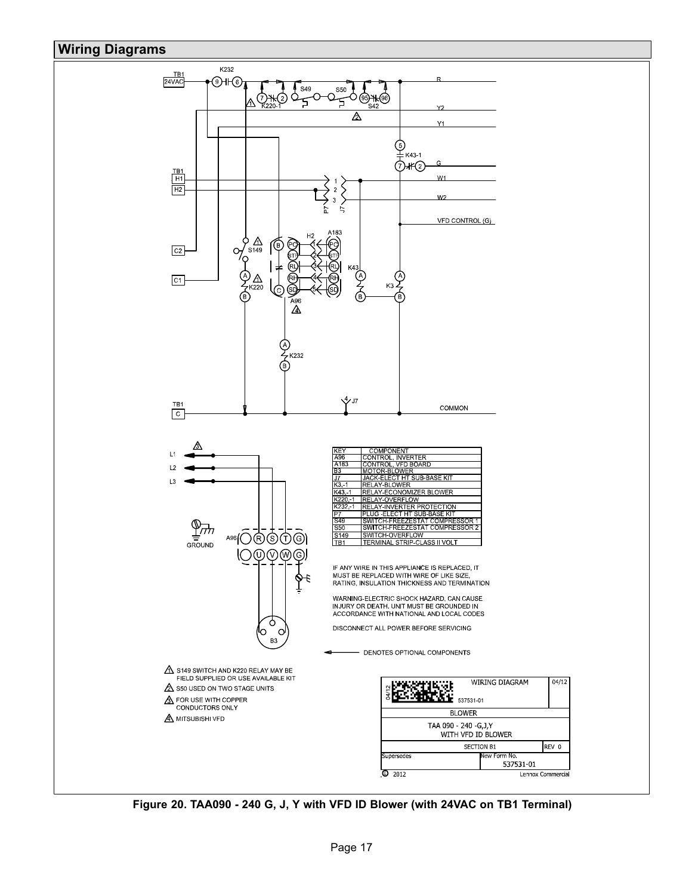## Wiring Diagrams

TB1
24VAC

K232

K220-1

S49

S50

S42

R

Y2

Y1

K43-1

G

TB1
H1

H2

W1

W2

P7

J7

VFD CONTROL (G)

H2

A183

C2

S149

K43

C1

K220

K3

A96

K232

TB1
C

J7

COMMON

L1

L2

L3

GROUND

A96

B3

| KEY | COMPONENT |
|---|---|
| A96 | CONTROL, INVERTER |
| A183 | CONTROL, VFD BOARD |
| B3 | MOTOR-BLOWER |
| J7 | JACK-ELECT HT SUB-BASE KIT |
| K3,-1 | RELAY-BLOWER |
| K43,-1 | RELAY-ECONOMIZER BLOWER |
| K220,-1 | RELAY-OVERFLOW |
| K232,-1 | RELAY-INVERTER PROTECTION |
| P7 | PLUG -ELECT HT SUB-BASE KIT |
| S49 | SWITCH-FREEZESTAT COMPRESSOR 1 |
| S50 | SWITCH-FREEZESTAT COMPRESSOR 2 |
| S149 | SWITCH-OVERFLOW |
| TB1 | TERMINAL STRIP-CLASS II VOLT |

IF ANY WIRE IN THIS APPLIANCE IS REPLACED, IT MUST BE REPLACED WITH WIRE OF LIKE SIZE, RATING, INSULATION THICKNESS AND TERMINATION

WARNING-ELECTRIC SHOCK HAZARD, CAN CAUSE INJURY OR DEATH. UNIT MUST BE GROUNDED IN ACCORDANCE WITH NATIONAL AND LOCAL CODES

DISCONNECT ALL POWER BEFORE SERVICING

DENOTES OPTIONAL COMPONENTS

1. S149 SWITCH AND K220 RELAY MAY BE FIELD SUPPLIED OR USE AVAILABLE KIT
2. S50 USED ON TWO STAGE UNITS
3. FOR USE WITH COPPER CONDUCTORS ONLY
4. MITSUBISHI VFD

| | | |
|---|---|---|
| 04/12 537531-01 | WIRING DIAGRAM | 04/12 |
| BLOWER | | |
| TAA 090 - 240 -G,J,Y WITH VFD ID BLOWER | | |
| SECTION B1 | | REV 0 |
| Supersedes | New Form No. 537531-01 | |
| © 2012 | Lennox Commercial | |

**Figure 20. TAA090 - 240 G, J, Y with VFD ID Blower (with 24VAC on TB1 Terminal)**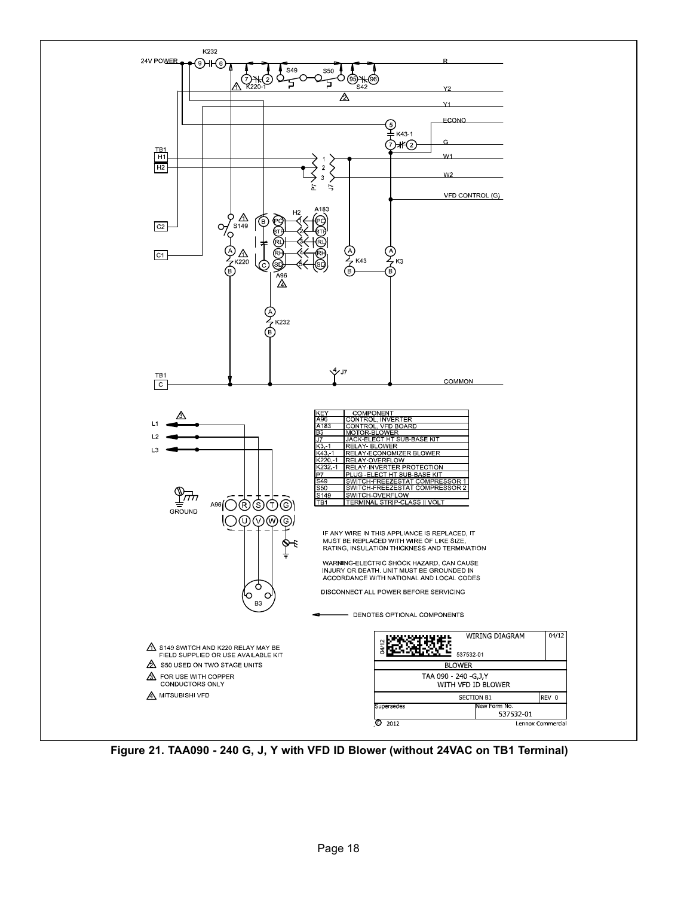| KEY | COMPONENT |
| --- | --- |
| A96 | CONTROL, INVERTER |
| A183 | CONTROL, VFD BOARD |
| B3 | MOTOR-BLOWER |
| J7 | JACK-ELECT HT SUB-BASE KIT |
| K3,-1 | RELAY- BLOWER |
| K43,-1 | RELAY-ECONOMIZER BLOWER |
| K220,-1 | RELAY-OVERFLOW |
| K232,-1 | RELAY-INVERTER PROTECTION |
| P7 | PLUG -ELECT HT SUB-BASE KIT |
| S49 | SWITCH-FREEZESTAT COMPRESSOR 1 |
| S50 | SWITCH-FREEZESTAT COMPRESSOR 2 |
| S149 | SWITCH-OVERFLOW |
| TB1 | TERMINAL STRIP-CLASS II VOLT |

IF ANY WIRE IN THIS APPLIANCE IS REPLACED, IT MUST BE REPLACED WITH WIRE OF LIKE SIZE, RATING, INSULATION THICKNESS AND TERMINATION

WARNING-ELECTRIC SHOCK HAZARD, CAN CAUSE INJURY OR DEATH. UNIT MUST BE GROUNDED IN ACCORDANCE WITH NATIONAL AND LOCAL CODES

DISCONNECT ALL POWER BEFORE SERVICING

DENOTES OPTIONAL COMPONENTS

1. S149 SWITCH AND K220 RELAY MAY BE FIELD SUPPLIED OR USE AVAILABLE KIT
2. S50 USED ON TWO STAGE UNITS
3. FOR USE WITH COPPER CONDUCTORS ONLY
4. MITSUBISHI VFD

| WIRING DIAGRAM 537532-01 | 04/12 |
| --- | --- |
| BLOWER | |
| TAA 090 - 240 -G,J,Y WITH VFD ID BLOWER | |
| SECTION B1 | REV 0 |
| Supersedes | New Form No. 537532-01 |
| © 2012 | Lennox Commercial |

Figure 21. TAA090 - 240 G, J, Y with VFD ID Blower (without 24VAC on TB1 Terminal)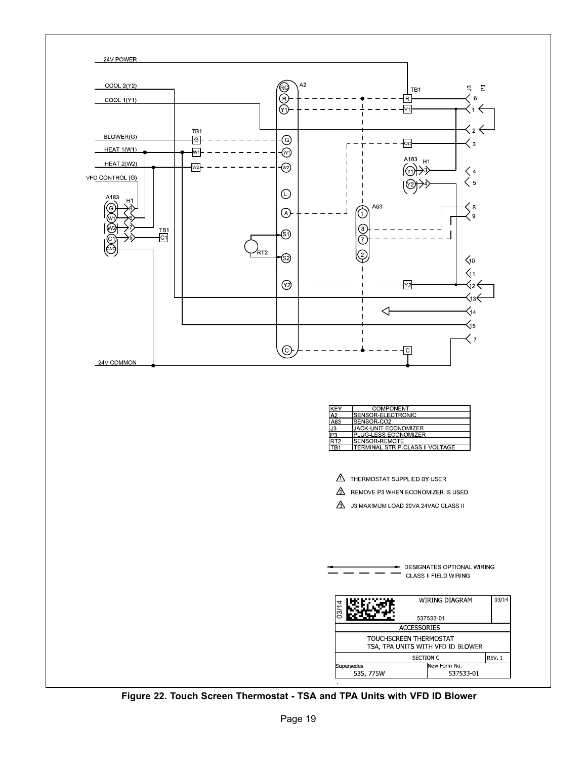24V POWER

COOL 2(Y2)

COOL 1(Y1)

BLOWER(G)

HEAT 1(W1)

HEAT 2(W2)

VFD CONTROL (G)

A183

H1

TB1

A2

RC

R

Y1

G

W1

W2

L

A

S1

RT2

S2

Y2

C

A63

J3

P3

OC

24V COMMON

| KEY | COMPONENT |
|---|---|
| A2 | SENSOR-ELECTRONIC |
| A63 | SENSOR-CO2 |
| J3 | JACK-UNIT ECONOMIZER |
| P3 | PLUG-LESS ECONOMIZER |
| RT2 | SENSOR-REMOTE |
| TB1 | TERMINAL STRIP-CLASS II VOLTAGE |

1. THERMOSTAT SUPPLIED BY USER
2. REMOVE P3 WHEN ECONOMIZER IS USED
3. J3 MAXIMUM LOAD 20VA 24VAC CLASS II

DESIGNATES OPTIONAL WIRING

CLASS II FIELD WIRING

| | | |
|---|---|---|
| 03/14 | WIRING DIAGRAM 537533-01 | 03/14 |
| ACCESSORIES | | |
| TOUCHSCREEN THERMOSTAT TSA, TPA UNITS WITH VFD ID BLOWER | | |
| SECTION C | | REV. 1 |
| Supersedes 535, 775W | New Form No. 537533-01 | |

**Figure 22. Touch Screen Thermostat - TSA and TPA Units with VFD ID Blower**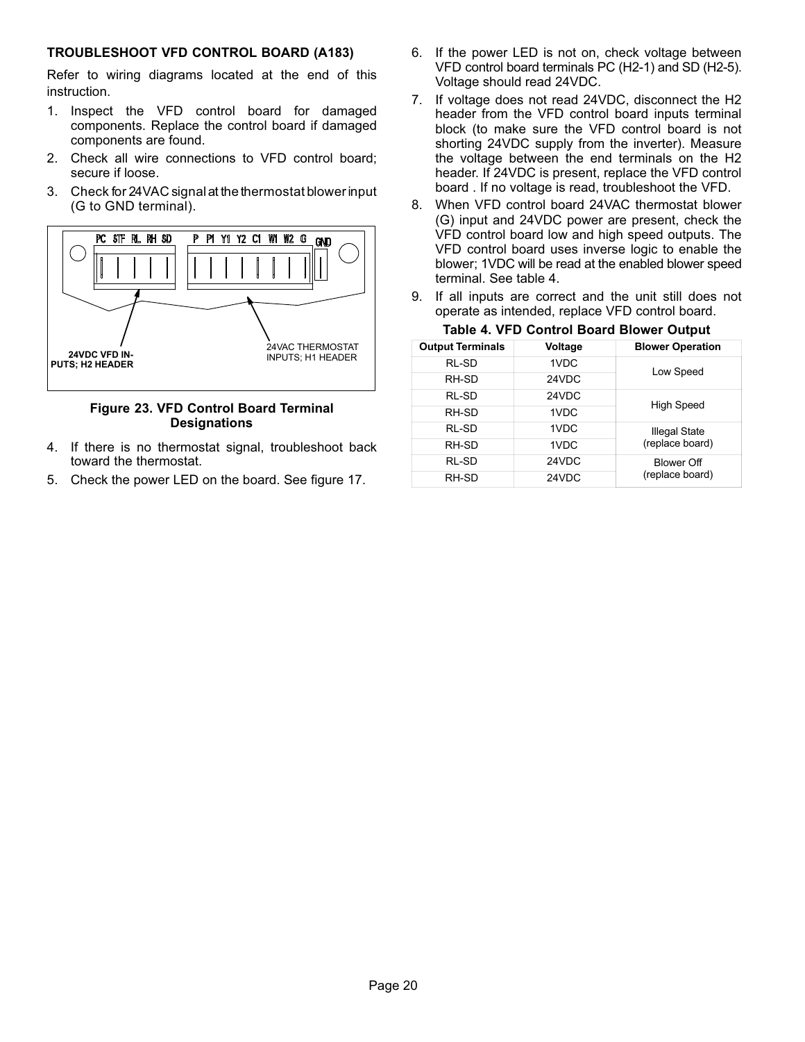### TROUBLESHOOT VFD CONTROL BOARD (A183)

Refer to wiring diagrams located at the end of this instruction.

1. Inspect the VFD control board for damaged components. Replace the control board if damaged components are found.
2. Check all wire connections to VFD control board; secure if loose.
3. Check for 24VAC signal at the thermostat blower input (G to GND terminal).

PC STF RL RH SD

P P1 Y1 Y2 C1 W1 W2 G GND

24VDC VFD INPUTS; H2 HEADER

24VAC THERMOSTAT INPUTS; H1 HEADER

**Figure 23. VFD Control Board Terminal Designations**

4. If there is no thermostat signal, troubleshoot back toward the thermostat.
5. Check the power LED on the board. See figure 17.
6. If the power LED is not on, check voltage between VFD control board terminals PC (H2-1) and SD (H2-5). Voltage should read 24VDC.
7. If voltage does not read 24VDC, disconnect the H2 header from the VFD control board inputs terminal block (to make sure the VFD control board is not shorting 24VDC supply from the inverter). Measure the voltage between the end terminals on the H2 header. If 24VDC is present, replace the VFD control board . If no voltage is read, troubleshoot the VFD.
8. When VFD control board 24VAC thermostat blower (G) input and 24VDC power are present, check the VFD control board low and high speed outputs. The VFD control board uses inverse logic to enable the blower; 1VDC will be read at the enabled blower speed terminal. See table 4.
9. If all inputs are correct and the unit still does not operate as intended, replace VFD control board.

**Table 4. VFD Control Board Blower Output**

| Output Terminals | Voltage | Blower Operation |
|---|---|---|
| RL-SD | 1VDC | Low Speed |
| RH-SD | 24VDC | |
| RL-SD | 24VDC | High Speed |
| RH-SD | 1VDC | |
| RL-SD | 1VDC | Illegal State (replace board) |
| RH-SD | 1VDC | |
| RL-SD | 24VDC | Blower Off (replace board) |
| RH-SD | 24VDC | |